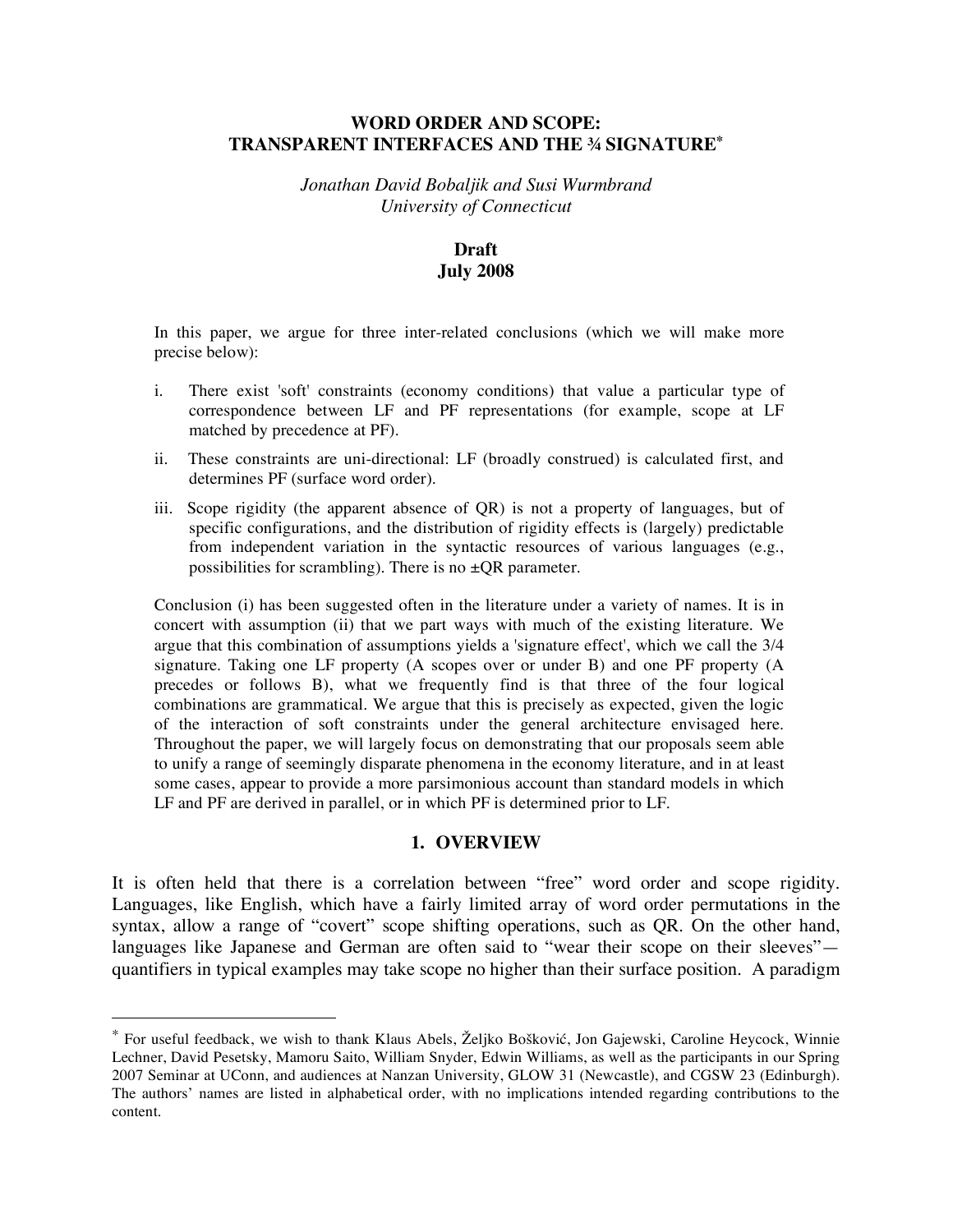# WORD ORDER AND SCOPE: TRANSPARENT INTERFACES AND THE ¾ SIGNATURE[*]

*Jonathan David Bobaljik and Susi Wurmbrand*
*University of Connecticut*

**Draft**
**July 2008**

In this paper, we argue for three inter-related conclusions (which we will make more precise below):

i. There exist 'soft' constraints (economy conditions) that value a particular type of correspondence between LF and PF representations (for example, scope at LF matched by precedence at PF).

ii. These constraints are uni-directional: LF (broadly construed) is calculated first, and determines PF (surface word order).

iii. Scope rigidity (the apparent absence of QR) is not a property of languages, but of specific configurations, and the distribution of rigidity effects is (largely) predictable from independent variation in the syntactic resources of various languages (e.g., possibilities for scrambling). There is no ±QR parameter.

Conclusion (i) has been suggested often in the literature under a variety of names. It is in concert with assumption (ii) that we part ways with much of the existing literature. We argue that this combination of assumptions yields a 'signature effect', which we call the 3/4 signature. Taking one LF property (A scopes over or under B) and one PF property (A precedes or follows B), what we frequently find is that three of the four logical combinations are grammatical. We argue that this is precisely as expected, given the logic of the interaction of soft constraints under the general architecture envisaged here. Throughout the paper, we will largely focus on demonstrating that our proposals seem able to unify a range of seemingly disparate phenomena in the economy literature, and in at least some cases, appear to provide a more parsimonious account than standard models in which LF and PF are derived in parallel, or in which PF is determined prior to LF.

## 1. OVERVIEW

It is often held that there is a correlation between "free" word order and scope rigidity. Languages, like English, which have a fairly limited array of word order permutations in the syntax, allow a range of "covert" scope shifting operations, such as QR. On the other hand, languages like Japanese and German are often said to "wear their scope on their sleeves"—quantifiers in typical examples may take scope no higher than their surface position. A paradigm

---

[*] For useful feedback, we wish to thank Klaus Abels, Željko Bošković, Jon Gajewski, Caroline Heycock, Winnie Lechner, David Pesetsky, Mamoru Saito, William Snyder, Edwin Williams, as well as the participants in our Spring 2007 Seminar at UConn, and audiences at Nanzan University, GLOW 31 (Newcastle), and CGSW 23 (Edinburgh). The authors' names are listed in alphabetical order, with no implications intended regarding contributions to the content.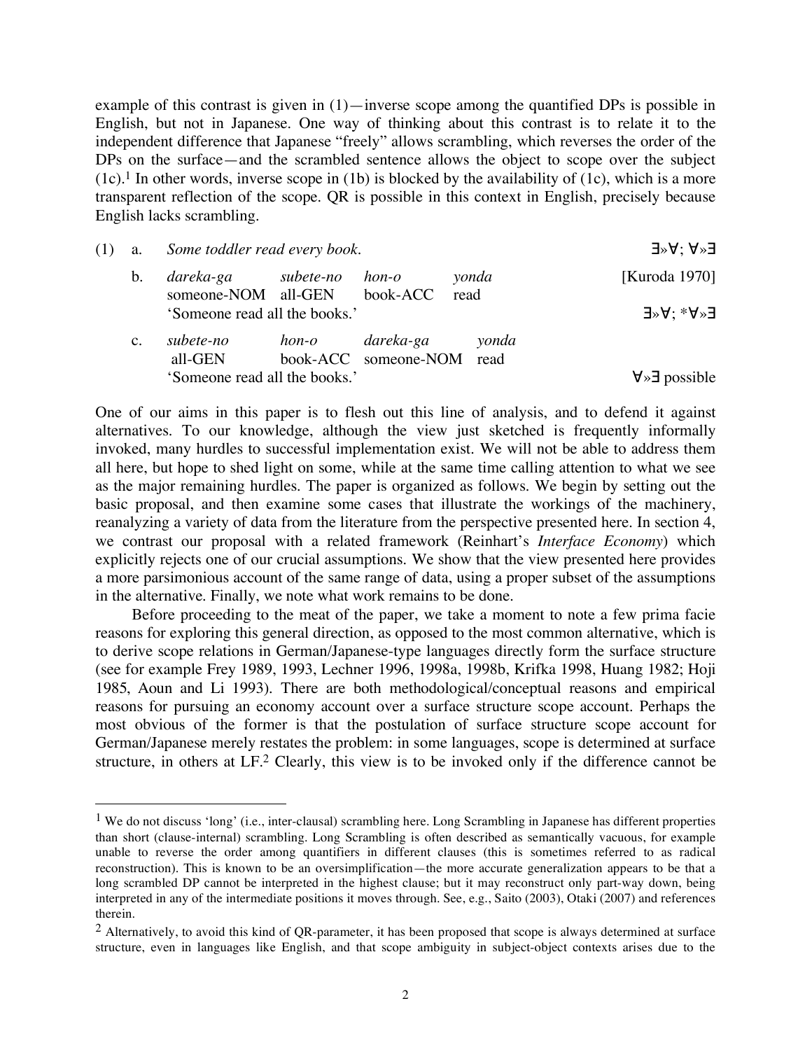example of this contrast is given in (1)—inverse scope among the quantified DPs is possible in English, but not in Japanese. One way of thinking about this contrast is to relate it to the independent difference that Japanese "freely" allows scrambling, which reverses the order of the DPs on the surface—and the scrambled sentence allows the object to scope over the subject (1c).[1] In other words, inverse scope in (1b) is blocked by the availability of (1c), which is a more transparent reflection of the scope. QR is possible in this context in English, precisely because English lacks scrambling.

(1) a. *Some toddler read every book.* ∃»∀; ∀»∃

b. *dareka-ga subete-no hon-o yonda* [Kuroda 1970]
someone-NOM all-GEN book-ACC read
'Someone read all the books.' ∃»∀; \*∀»∃

c. *subete-no hon-o dareka-ga yonda*
all-GEN book-ACC someone-NOM read
'Someone read all the books.' ∀»∃ possible

One of our aims in this paper is to flesh out this line of analysis, and to defend it against alternatives. To our knowledge, although the view just sketched is frequently informally invoked, many hurdles to successful implementation exist. We will not be able to address them all here, but hope to shed light on some, while at the same time calling attention to what we see as the major remaining hurdles. The paper is organized as follows. We begin by setting out the basic proposal, and then examine some cases that illustrate the workings of the machinery, reanalyzing a variety of data from the literature from the perspective presented here. In section 4, we contrast our proposal with a related framework (Reinhart's *Interface Economy*) which explicitly rejects one of our crucial assumptions. We show that the view presented here provides a more parsimonious account of the same range of data, using a proper subset of the assumptions in the alternative. Finally, we note what work remains to be done.

Before proceeding to the meat of the paper, we take a moment to note a few prima facie reasons for exploring this general direction, as opposed to the most common alternative, which is to derive scope relations in German/Japanese-type languages directly form the surface structure (see for example Frey 1989, 1993, Lechner 1996, 1998a, 1998b, Krifka 1998, Huang 1982; Hoji 1985, Aoun and Li 1993). There are both methodological/conceptual reasons and empirical reasons for pursuing an economy account over a surface structure scope account. Perhaps the most obvious of the former is that the postulation of surface structure scope account for German/Japanese merely restates the problem: in some languages, scope is determined at surface structure, in others at LF.[2] Clearly, this view is to be invoked only if the difference cannot be

---

[1] We do not discuss 'long' (i.e., inter-clausal) scrambling here. Long Scrambling in Japanese has different properties than short (clause-internal) scrambling. Long Scrambling is often described as semantically vacuous, for example unable to reverse the order among quantifiers in different clauses (this is sometimes referred to as radical reconstruction). This is known to be an oversimplification—the more accurate generalization appears to be that a long scrambled DP cannot be interpreted in the highest clause; but it may reconstruct only part-way down, being interpreted in any of the intermediate positions it moves through. See, e.g., Saito (2003), Otaki (2007) and references therein.

[2] Alternatively, to avoid this kind of QR-parameter, it has been proposed that scope is always determined at surface structure, even in languages like English, and that scope ambiguity in subject-object contexts arises due to the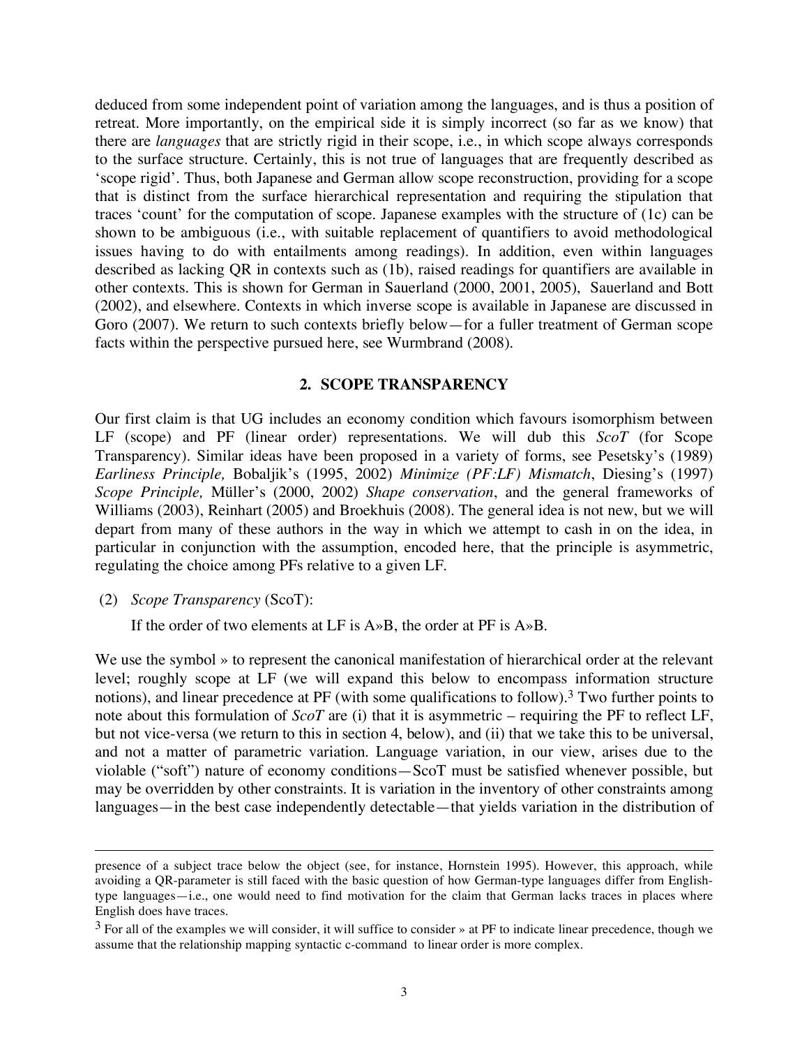deduced from some independent point of variation among the languages, and is thus a position of retreat. More importantly, on the empirical side it is simply incorrect (so far as we know) that there are *languages* that are strictly rigid in their scope, i.e., in which scope always corresponds to the surface structure. Certainly, this is not true of languages that are frequently described as 'scope rigid'. Thus, both Japanese and German allow scope reconstruction, providing for a scope that is distinct from the surface hierarchical representation and requiring the stipulation that traces 'count' for the computation of scope. Japanese examples with the structure of (1c) can be shown to be ambiguous (i.e., with suitable replacement of quantifiers to avoid methodological issues having to do with entailments among readings). In addition, even within languages described as lacking QR in contexts such as (1b), raised readings for quantifiers are available in other contexts. This is shown for German in Sauerland (2000, 2001, 2005), Sauerland and Bott (2002), and elsewhere. Contexts in which inverse scope is available in Japanese are discussed in Goro (2007). We return to such contexts briefly below—for a fuller treatment of German scope facts within the perspective pursued here, see Wurmbrand (2008).

## 2. SCOPE TRANSPARENCY

Our first claim is that UG includes an economy condition which favours isomorphism between LF (scope) and PF (linear order) representations. We will dub this *ScoT* (for Scope Transparency). Similar ideas have been proposed in a variety of forms, see Pesetsky's (1989) *Earliness Principle,* Bobaljik's (1995, 2002) *Minimize (PF:LF) Mismatch*, Diesing's (1997) *Scope Principle,* Müller's (2000, 2002) *Shape conservation*, and the general frameworks of Williams (2003), Reinhart (2005) and Broekhuis (2008). The general idea is not new, but we will depart from many of these authors in the way in which we attempt to cash in on the idea, in particular in conjunction with the assumption, encoded here, that the principle is asymmetric, regulating the choice among PFs relative to a given LF.

(2) *Scope Transparency* (ScoT):

If the order of two elements at LF is A»B, the order at PF is A»B.

We use the symbol » to represent the canonical manifestation of hierarchical order at the relevant level; roughly scope at LF (we will expand this below to encompass information structure notions), and linear precedence at PF (with some qualifications to follow).[3] Two further points to note about this formulation of *ScoT* are (i) that it is asymmetric – requiring the PF to reflect LF, but not vice-versa (we return to this in section 4, below), and (ii) that we take this to be universal, and not a matter of parametric variation. Language variation, in our view, arises due to the violable ("soft") nature of economy conditions—ScoT must be satisfied whenever possible, but may be overridden by other constraints. It is variation in the inventory of other constraints among languages—in the best case independently detectable—that yields variation in the distribution of

---

presence of a subject trace below the object (see, for instance, Hornstein 1995). However, this approach, while avoiding a QR-parameter is still faced with the basic question of how German-type languages differ from English-type languages—i.e., one would need to find motivation for the claim that German lacks traces in places where English does have traces.

[3] For all of the examples we will consider, it will suffice to consider » at PF to indicate linear precedence, though we assume that the relationship mapping syntactic c-command to linear order is more complex.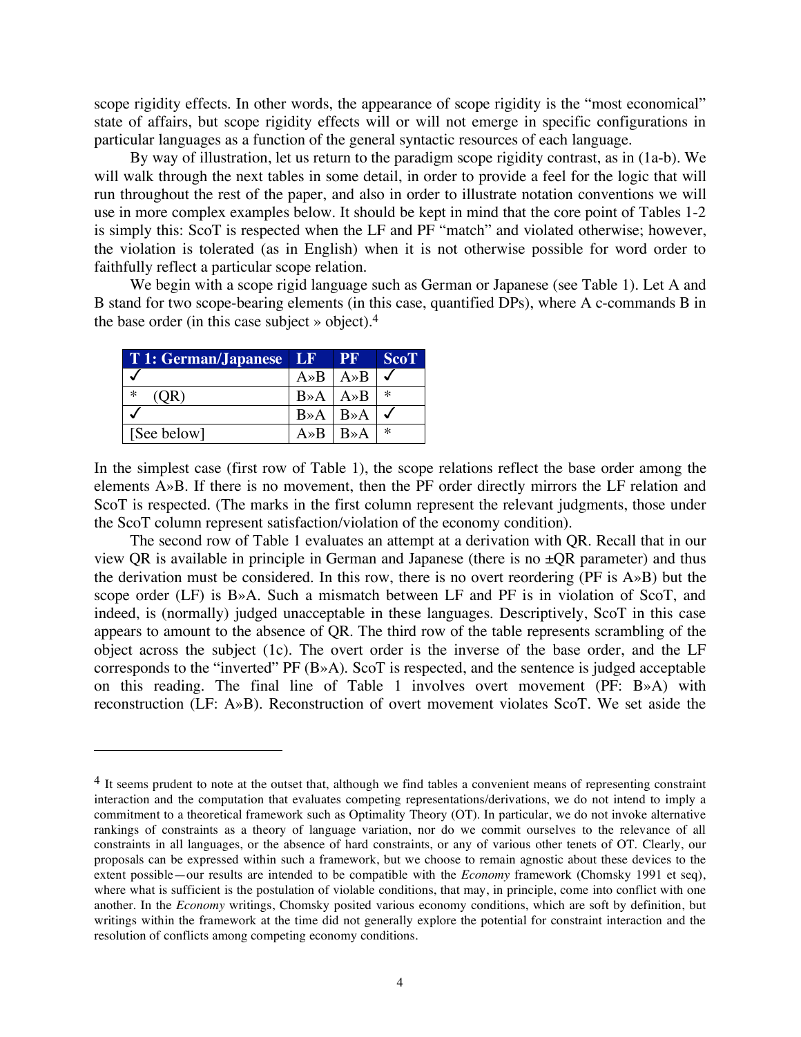scope rigidity effects. In other words, the appearance of scope rigidity is the "most economical" state of affairs, but scope rigidity effects will or will not emerge in specific configurations in particular languages as a function of the general syntactic resources of each language.

By way of illustration, let us return to the paradigm scope rigidity contrast, as in (1a-b). We will walk through the next tables in some detail, in order to provide a feel for the logic that will run throughout the rest of the paper, and also in order to illustrate notation conventions we will use in more complex examples below. It should be kept in mind that the core point of Tables 1-2 is simply this: ScoT is respected when the LF and PF "match" and violated otherwise; however, the violation is tolerated (as in English) when it is not otherwise possible for word order to faithfully reflect a particular scope relation.

We begin with a scope rigid language such as German or Japanese (see Table 1). Let A and B stand for two scope-bearing elements (in this case, quantified DPs), where A c-commands B in the base order (in this case subject » object).[4]

| T 1: German/Japanese | LF | PF | ScoT |
|---|---|---|---|
| ✓ | A»B | A»B | ✓ |
| * (QR) | B»A | A»B | * |
| ✓ | B»A | B»A | ✓ |
| [See below] | A»B | B»A | * |

In the simplest case (first row of Table 1), the scope relations reflect the base order among the elements A»B. If there is no movement, then the PF order directly mirrors the LF relation and ScoT is respected. (The marks in the first column represent the relevant judgments, those under the ScoT column represent satisfaction/violation of the economy condition).

The second row of Table 1 evaluates an attempt at a derivation with QR. Recall that in our view QR is available in principle in German and Japanese (there is no ±QR parameter) and thus the derivation must be considered. In this row, there is no overt reordering (PF is A»B) but the scope order (LF) is B»A. Such a mismatch between LF and PF is in violation of ScoT, and indeed, is (normally) judged unacceptable in these languages. Descriptively, ScoT in this case appears to amount to the absence of QR. The third row of the table represents scrambling of the object across the subject (1c). The overt order is the inverse of the base order, and the LF corresponds to the "inverted" PF (B»A). ScoT is respected, and the sentence is judged acceptable on this reading. The final line of Table 1 involves overt movement (PF: B»A) with reconstruction (LF: A»B). Reconstruction of overt movement violates ScoT. We set aside the

---

[4] It seems prudent to note at the outset that, although we find tables a convenient means of representing constraint interaction and the computation that evaluates competing representations/derivations, we do not intend to imply a commitment to a theoretical framework such as Optimality Theory (OT). In particular, we do not invoke alternative rankings of constraints as a theory of language variation, nor do we commit ourselves to the relevance of all constraints in all languages, or the absence of hard constraints, or any of various other tenets of OT. Clearly, our proposals can be expressed within such a framework, but we choose to remain agnostic about these devices to the extent possible—our results are intended to be compatible with the *Economy* framework (Chomsky 1991 et seq), where what is sufficient is the postulation of violable conditions, that may, in principle, come into conflict with one another. In the *Economy* writings, Chomsky posited various economy conditions, which are soft by definition, but writings within the framework at the time did not generally explore the potential for constraint interaction and the resolution of conflicts among competing economy conditions.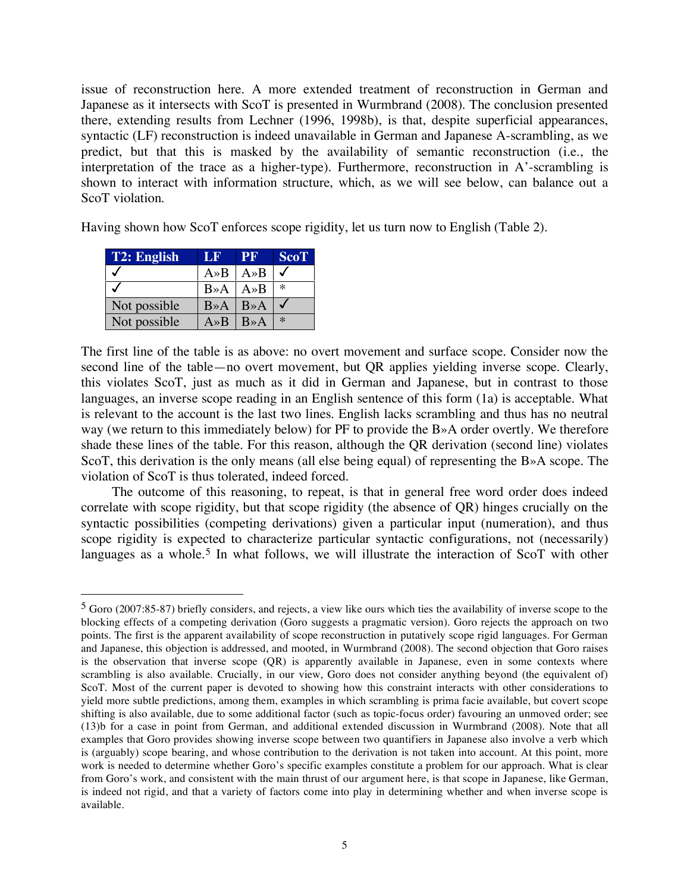issue of reconstruction here. A more extended treatment of reconstruction in German and Japanese as it intersects with ScoT is presented in Wurmbrand (2008). The conclusion presented there, extending results from Lechner (1996, 1998b), is that, despite superficial appearances, syntactic (LF) reconstruction is indeed unavailable in German and Japanese A-scrambling, as we predict, but that this is masked by the availability of semantic reconstruction (i.e., the interpretation of the trace as a higher-type). Furthermore, reconstruction in A'-scrambling is shown to interact with information structure, which, as we will see below, can balance out a ScoT violation.

Having shown how ScoT enforces scope rigidity, let us turn now to English (Table 2).

| T2: English | LF | PF | ScoT |
|---|---|---|---|
| ✓ | A»B | A»B | ✓ |
| ✓ | B»A | A»B | * |
| Not possible | B»A | B»A | ✓ |
| Not possible | A»B | B»A | * |

The first line of the table is as above: no overt movement and surface scope. Consider now the second line of the table—no overt movement, but QR applies yielding inverse scope. Clearly, this violates ScoT, just as much as it did in German and Japanese, but in contrast to those languages, an inverse scope reading in an English sentence of this form (1a) is acceptable. What is relevant to the account is the last two lines. English lacks scrambling and thus has no neutral way (we return to this immediately below) for PF to provide the B»A order overtly. We therefore shade these lines of the table. For this reason, although the QR derivation (second line) violates ScoT, this derivation is the only means (all else being equal) of representing the B»A scope. The violation of ScoT is thus tolerated, indeed forced.

The outcome of this reasoning, to repeat, is that in general free word order does indeed correlate with scope rigidity, but that scope rigidity (the absence of QR) hinges crucially on the syntactic possibilities (competing derivations) given a particular input (numeration), and thus scope rigidity is expected to characterize particular syntactic configurations, not (necessarily) languages as a whole.[5] In what follows, we will illustrate the interaction of ScoT with other

---

[5] Goro (2007:85-87) briefly considers, and rejects, a view like ours which ties the availability of inverse scope to the blocking effects of a competing derivation (Goro suggests a pragmatic version). Goro rejects the approach on two points. The first is the apparent availability of scope reconstruction in putatively scope rigid languages. For German and Japanese, this objection is addressed, and mooted, in Wurmbrand (2008). The second objection that Goro raises is the observation that inverse scope (QR) is apparently available in Japanese, even in some contexts where scrambling is also available. Crucially, in our view, Goro does not consider anything beyond (the equivalent of) ScoT. Most of the current paper is devoted to showing how this constraint interacts with other considerations to yield more subtle predictions, among them, examples in which scrambling is prima facie available, but covert scope shifting is also available, due to some additional factor (such as topic-focus order) favouring an unmoved order; see (13)b for a case in point from German, and additional extended discussion in Wurmbrand (2008). Note that all examples that Goro provides showing inverse scope between two quantifiers in Japanese also involve a verb which is (arguably) scope bearing, and whose contribution to the derivation is not taken into account. At this point, more work is needed to determine whether Goro's specific examples constitute a problem for our approach. What is clear from Goro's work, and consistent with the main thrust of our argument here, is that scope in Japanese, like German, is indeed not rigid, and that a variety of factors come into play in determining whether and when inverse scope is available.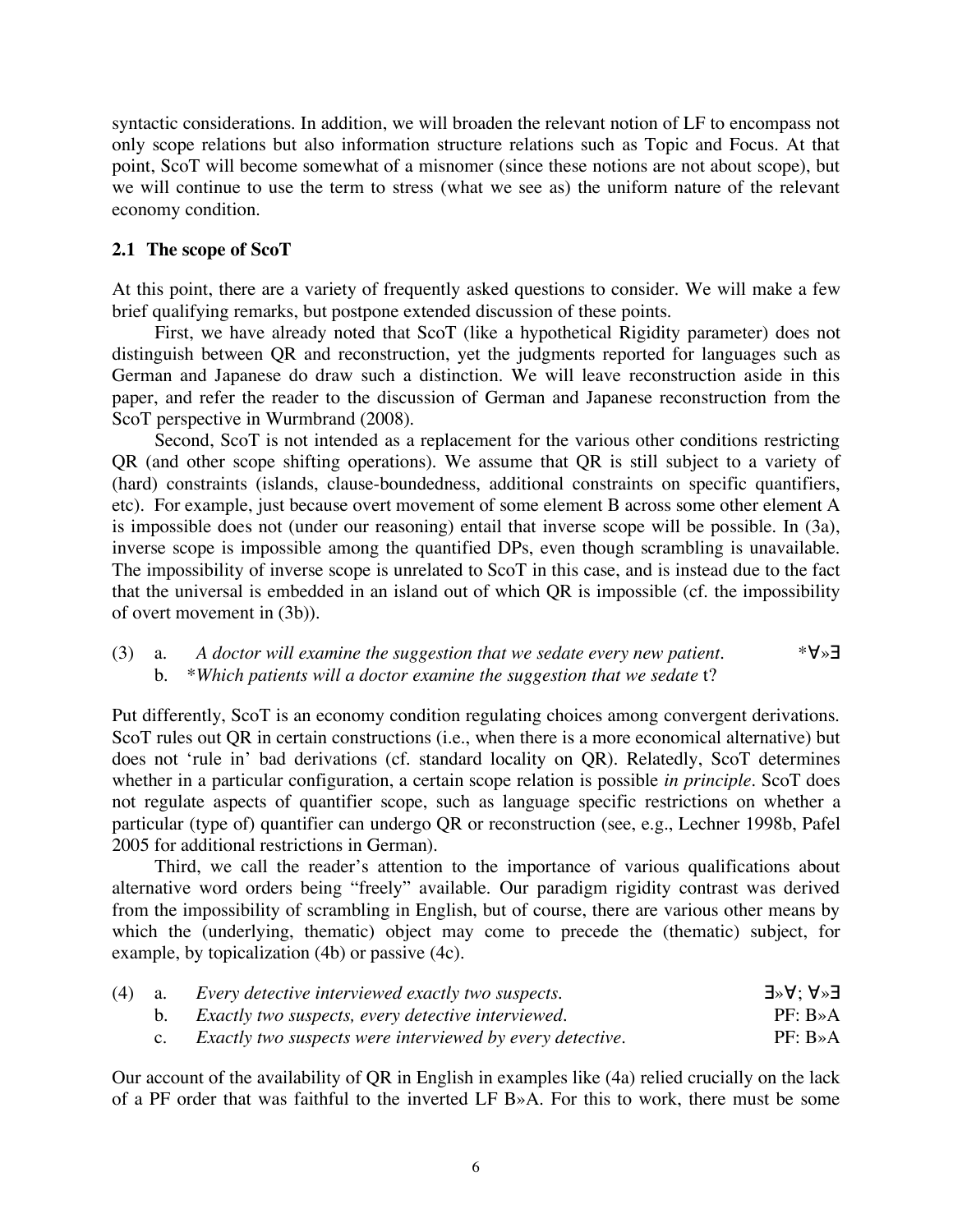syntactic considerations. In addition, we will broaden the relevant notion of LF to encompass not only scope relations but also information structure relations such as Topic and Focus. At that point, ScoT will become somewhat of a misnomer (since these notions are not about scope), but we will continue to use the term to stress (what we see as) the uniform nature of the relevant economy condition.

## 2.1 The scope of ScoT

At this point, there are a variety of frequently asked questions to consider. We will make a few brief qualifying remarks, but postpone extended discussion of these points.

First, we have already noted that ScoT (like a hypothetical Rigidity parameter) does not distinguish between QR and reconstruction, yet the judgments reported for languages such as German and Japanese do draw such a distinction. We will leave reconstruction aside in this paper, and refer the reader to the discussion of German and Japanese reconstruction from the ScoT perspective in Wurmbrand (2008).

Second, ScoT is not intended as a replacement for the various other conditions restricting QR (and other scope shifting operations). We assume that QR is still subject to a variety of (hard) constraints (islands, clause-boundedness, additional constraints on specific quantifiers, etc). For example, just because overt movement of some element B across some other element A is impossible does not (under our reasoning) entail that inverse scope will be possible. In (3a), inverse scope is impossible among the quantified DPs, even though scrambling is unavailable. The impossibility of inverse scope is unrelated to ScoT in this case, and is instead due to the fact that the universal is embedded in an island out of which QR is impossible (cf. the impossibility of overt movement in (3b)).

(3) a. *A doctor will examine the suggestion that we sedate every new patient.* *∀»∃
    b. \**Which patients will a doctor examine the suggestion that we sedate* t?

Put differently, ScoT is an economy condition regulating choices among convergent derivations. ScoT rules out QR in certain constructions (i.e., when there is a more economical alternative) but does not 'rule in' bad derivations (cf. standard locality on QR). Relatedly, ScoT determines whether in a particular configuration, a certain scope relation is possible *in principle*. ScoT does not regulate aspects of quantifier scope, such as language specific restrictions on whether a particular (type of) quantifier can undergo QR or reconstruction (see, e.g., Lechner 1998b, Pafel 2005 for additional restrictions in German).

Third, we call the reader's attention to the importance of various qualifications about alternative word orders being "freely" available. Our paradigm rigidity contrast was derived from the impossibility of scrambling in English, but of course, there are various other means by which the (underlying, thematic) object may come to precede the (thematic) subject, for example, by topicalization (4b) or passive (4c).

(4) a. *Every detective interviewed exactly two suspects.* ∃»∀; ∀»∃
    b. *Exactly two suspects, every detective interviewed.* PF: B»A
    c. *Exactly two suspects were interviewed by every detective.* PF: B»A

Our account of the availability of QR in English in examples like (4a) relied crucially on the lack of a PF order that was faithful to the inverted LF B»A. For this to work, there must be some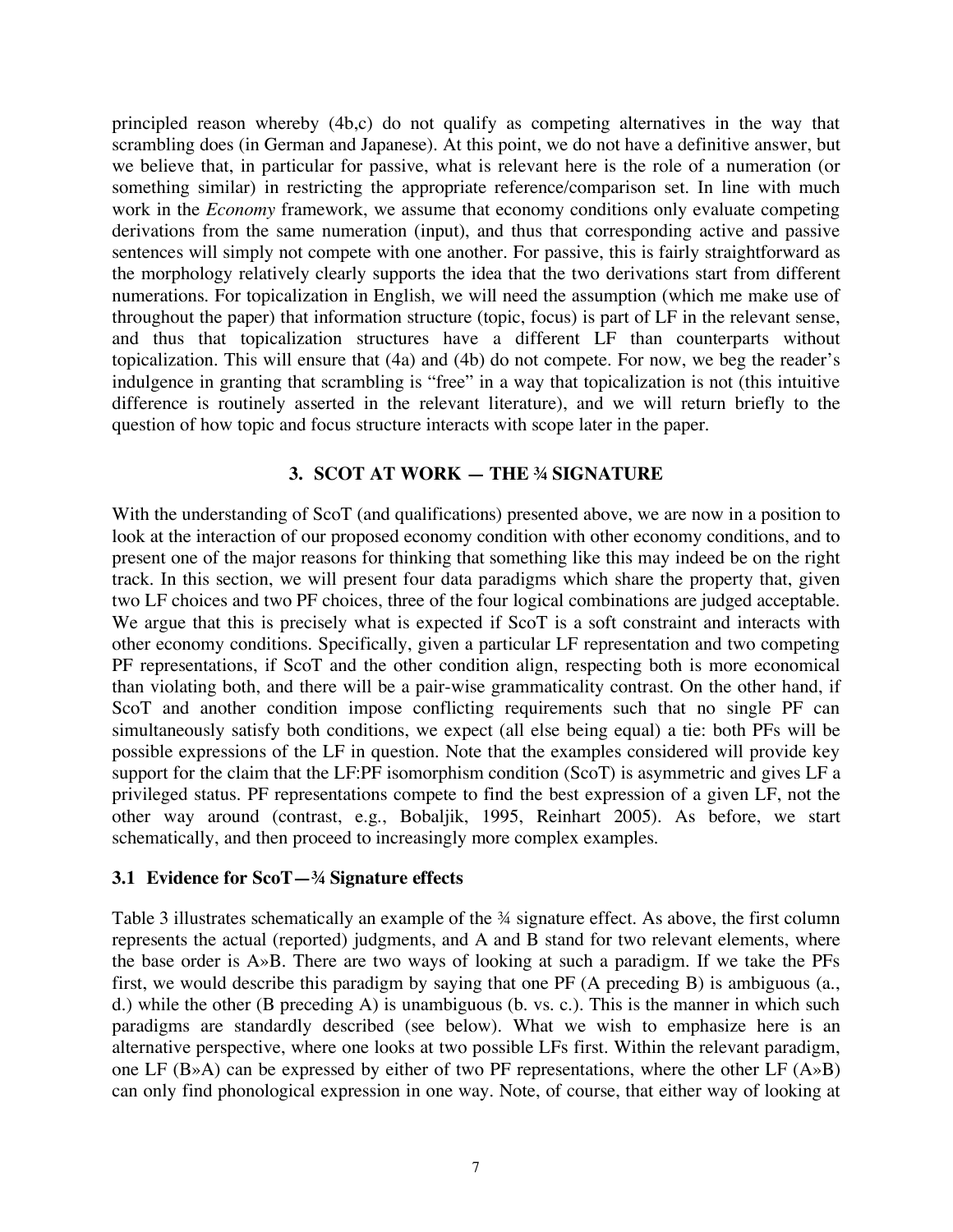principled reason whereby (4b,c) do not qualify as competing alternatives in the way that scrambling does (in German and Japanese). At this point, we do not have a definitive answer, but we believe that, in particular for passive, what is relevant here is the role of a numeration (or something similar) in restricting the appropriate reference/comparison set. In line with much work in the *Economy* framework, we assume that economy conditions only evaluate competing derivations from the same numeration (input), and thus that corresponding active and passive sentences will simply not compete with one another. For passive, this is fairly straightforward as the morphology relatively clearly supports the idea that the two derivations start from different numerations. For topicalization in English, we will need the assumption (which me make use of throughout the paper) that information structure (topic, focus) is part of LF in the relevant sense, and thus that topicalization structures have a different LF than counterparts without topicalization. This will ensure that (4a) and (4b) do not compete. For now, we beg the reader's indulgence in granting that scrambling is "free" in a way that topicalization is not (this intuitive difference is routinely asserted in the relevant literature), and we will return briefly to the question of how topic and focus structure interacts with scope later in the paper.

## 3. SCOT AT WORK — THE ¾ SIGNATURE

With the understanding of ScoT (and qualifications) presented above, we are now in a position to look at the interaction of our proposed economy condition with other economy conditions, and to present one of the major reasons for thinking that something like this may indeed be on the right track. In this section, we will present four data paradigms which share the property that, given two LF choices and two PF choices, three of the four logical combinations are judged acceptable. We argue that this is precisely what is expected if ScoT is a soft constraint and interacts with other economy conditions. Specifically, given a particular LF representation and two competing PF representations, if ScoT and the other condition align, respecting both is more economical than violating both, and there will be a pair-wise grammaticality contrast. On the other hand, if ScoT and another condition impose conflicting requirements such that no single PF can simultaneously satisfy both conditions, we expect (all else being equal) a tie: both PFs will be possible expressions of the LF in question. Note that the examples considered will provide key support for the claim that the LF:PF isomorphism condition (ScoT) is asymmetric and gives LF a privileged status. PF representations compete to find the best expression of a given LF, not the other way around (contrast, e.g., Bobaljik, 1995, Reinhart 2005). As before, we start schematically, and then proceed to increasingly more complex examples.

### 3.1 Evidence for ScoT—¾ Signature effects

Table 3 illustrates schematically an example of the ¾ signature effect. As above, the first column represents the actual (reported) judgments, and A and B stand for two relevant elements, where the base order is A»B. There are two ways of looking at such a paradigm. If we take the PFs first, we would describe this paradigm by saying that one PF (A preceding B) is ambiguous (a., d.) while the other (B preceding A) is unambiguous (b. vs. c.). This is the manner in which such paradigms are standardly described (see below). What we wish to emphasize here is an alternative perspective, where one looks at two possible LFs first. Within the relevant paradigm, one LF (B»A) can be expressed by either of two PF representations, where the other LF (A»B) can only find phonological expression in one way. Note, of course, that either way of looking at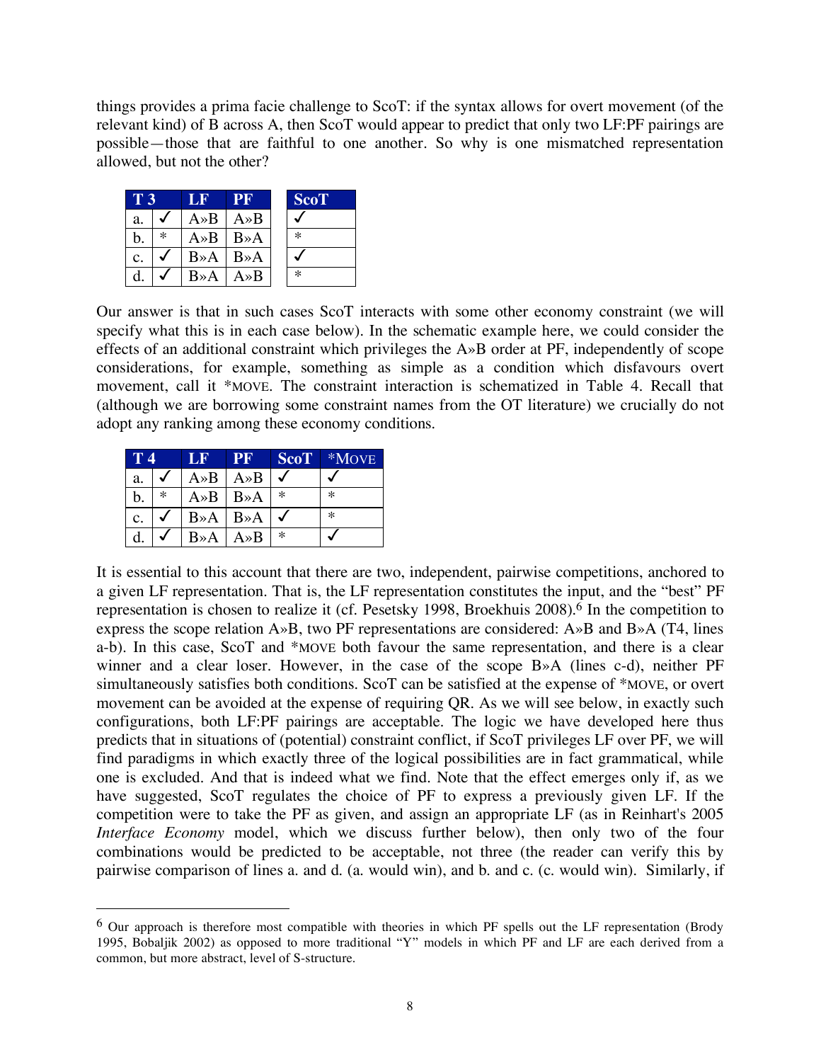things provides a prima facie challenge to ScoT: if the syntax allows for overt movement (of the relevant kind) of B across A, then ScoT would appear to predict that only two LF:PF pairings are possible—those that are faithful to one another. So why is one mismatched representation allowed, but not the other?

| T 3 | | LF | PF | ScoT |
|---|---|---|---|---|
| a. | ✓ | A»B | A»B | ✓ |
| b. | * | A»B | B»A | * |
| c. | ✓ | B»A | B»A | ✓ |
| d. | ✓ | B»A | A»B | * |

Our answer is that in such cases ScoT interacts with some other economy constraint (we will specify what this is in each case below). In the schematic example here, we could consider the effects of an additional constraint which privileges the A»B order at PF, independently of scope considerations, for example, something as simple as a condition which disfavours overt movement, call it *MOVE. The constraint interaction is schematized in Table 4. Recall that (although we are borrowing some constraint names from the OT literature) we crucially do not adopt any ranking among these economy conditions.

| T 4 | | LF | PF | ScoT | *MOVE |
|---|---|---|---|---|---|
| a. | ✓ | A»B | A»B | ✓ | ✓ |
| b. | * | A»B | B»A | * | * |
| c. | ✓ | B»A | B»A | ✓ | * |
| d. | ✓ | B»A | A»B | * | ✓ |

It is essential to this account that there are two, independent, pairwise competitions, anchored to a given LF representation. That is, the LF representation constitutes the input, and the "best" PF representation is chosen to realize it (cf. Pesetsky 1998, Broekhuis 2008).[6] In the competition to express the scope relation A»B, two PF representations are considered: A»B and B»A (T4, lines a-b). In this case, ScoT and *MOVE both favour the same representation, and there is a clear winner and a clear loser. However, in the case of the scope B»A (lines c-d), neither PF simultaneously satisfies both conditions. ScoT can be satisfied at the expense of *MOVE, or overt movement can be avoided at the expense of requiring QR. As we will see below, in exactly such configurations, both LF:PF pairings are acceptable. The logic we have developed here thus predicts that in situations of (potential) constraint conflict, if ScoT privileges LF over PF, we will find paradigms in which exactly three of the logical possibilities are in fact grammatical, while one is excluded. And that is indeed what we find. Note that the effect emerges only if, as we have suggested, ScoT regulates the choice of PF to express a previously given LF. If the competition were to take the PF as given, and assign an appropriate LF (as in Reinhart's 2005 *Interface Economy* model, which we discuss further below), then only two of the four combinations would be predicted to be acceptable, not three (the reader can verify this by pairwise comparison of lines a. and d. (a. would win), and b. and c. (c. would win). Similarly, if

---

[6] Our approach is therefore most compatible with theories in which PF spells out the LF representation (Brody 1995, Bobaljik 2002) as opposed to more traditional "Y" models in which PF and LF are each derived from a common, but more abstract, level of S-structure.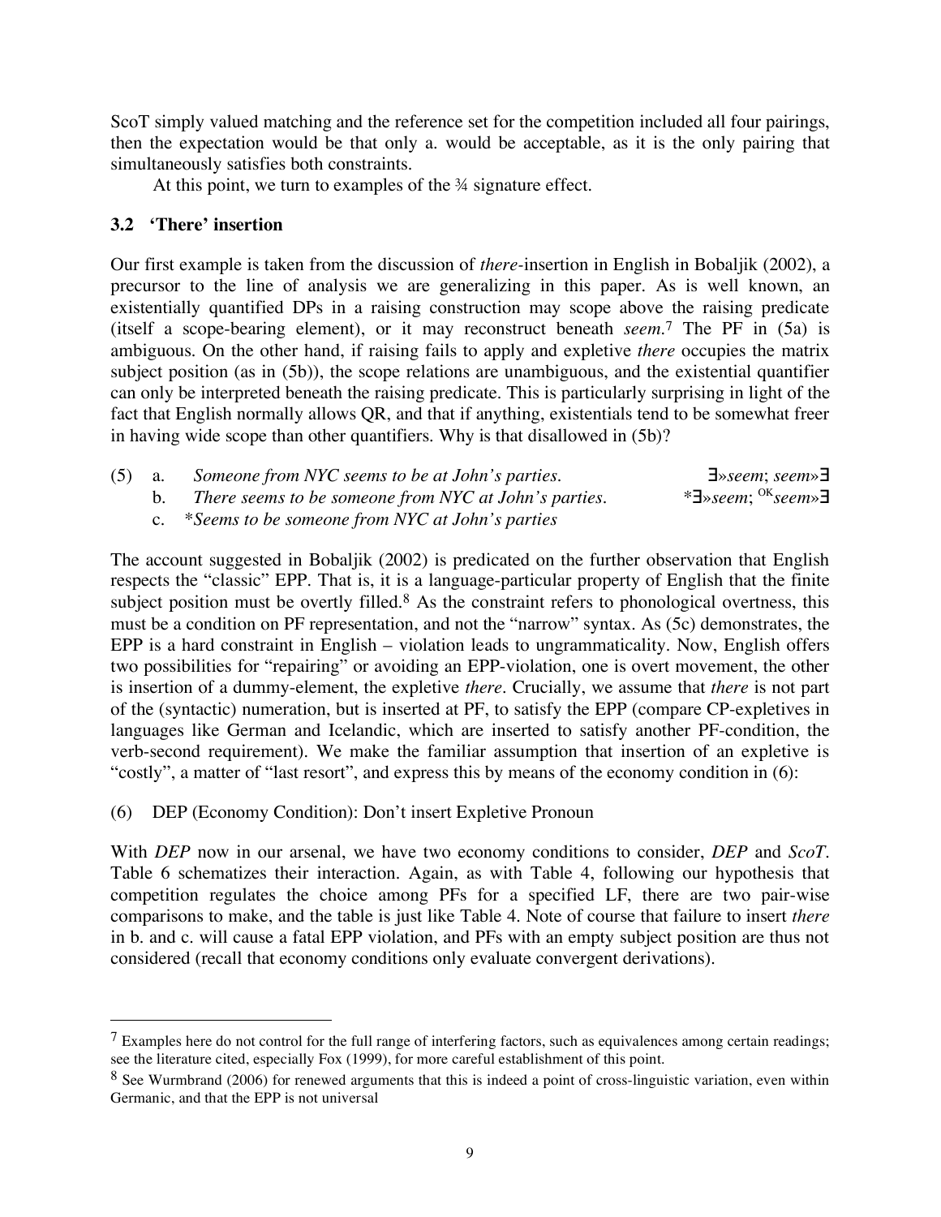ScoT simply valued matching and the reference set for the competition included all four pairings, then the expectation would be that only a. would be acceptable, as it is the only pairing that simultaneously satisfies both constraints.

At this point, we turn to examples of the ¾ signature effect.

### 3.2 'There' insertion

Our first example is taken from the discussion of *there*-insertion in English in Bobaljik (2002), a precursor to the line of analysis we are generalizing in this paper. As is well known, an existentially quantified DPs in a raising construction may scope above the raising predicate (itself a scope-bearing element), or it may reconstruct beneath *seem*.[7] The PF in (5a) is ambiguous. On the other hand, if raising fails to apply and expletive *there* occupies the matrix subject position (as in (5b)), the scope relations are unambiguous, and the existential quantifier can only be interpreted beneath the raising predicate. This is particularly surprising in light of the fact that English normally allows QR, and that if anything, existentials tend to be somewhat freer in having wide scope than other quantifiers. Why is that disallowed in (5b)?

(5) a. *Someone from NYC seems to be at John's parties.* ∃»*seem*; *seem*»∃
b. *There seems to be someone from NYC at John's parties.* \*∃»*seem*; ^OK^*seem*»∃
c. \**Seems to be someone from NYC at John's parties*

The account suggested in Bobaljik (2002) is predicated on the further observation that English respects the "classic" EPP. That is, it is a language-particular property of English that the finite subject position must be overtly filled.[8] As the constraint refers to phonological overtness, this must be a condition on PF representation, and not the "narrow" syntax. As (5c) demonstrates, the EPP is a hard constraint in English – violation leads to ungrammaticality. Now, English offers two possibilities for "repairing" or avoiding an EPP-violation, one is overt movement, the other is insertion of a dummy-element, the expletive *there*. Crucially, we assume that *there* is not part of the (syntactic) numeration, but is inserted at PF, to satisfy the EPP (compare CP-expletives in languages like German and Icelandic, which are inserted to satisfy another PF-condition, the verb-second requirement). We make the familiar assumption that insertion of an expletive is "costly", a matter of "last resort", and express this by means of the economy condition in (6):

(6) DEP (Economy Condition): Don't insert Expletive Pronoun

With *DEP* now in our arsenal, we have two economy conditions to consider, *DEP* and *ScoT*. Table 6 schematizes their interaction. Again, as with Table 4, following our hypothesis that competition regulates the choice among PFs for a specified LF, there are two pair-wise comparisons to make, and the table is just like Table 4. Note of course that failure to insert *there* in b. and c. will cause a fatal EPP violation, and PFs with an empty subject position are thus not considered (recall that economy conditions only evaluate convergent derivations).

---

[7] Examples here do not control for the full range of interfering factors, such as equivalences among certain readings; see the literature cited, especially Fox (1999), for more careful establishment of this point.

[8] See Wurmbrand (2006) for renewed arguments that this is indeed a point of cross-linguistic variation, even within Germanic, and that the EPP is not universal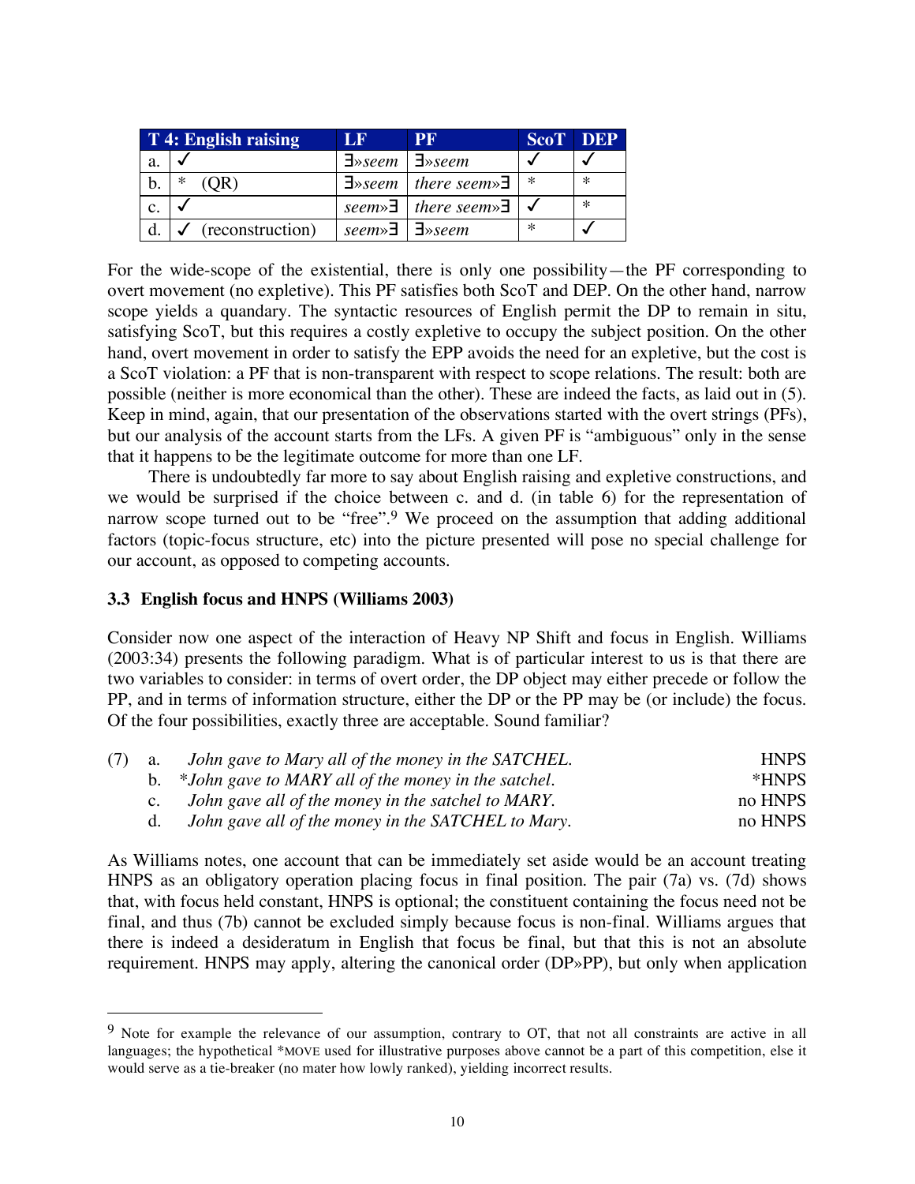| T 4: English raising | | LF | PF | ScoT | DEP |
|---|---|---|---|---|---|
| a. | ✓ | ∃»*seem* | ∃»*seem* | ✓ | ✓ |
| b. | * (QR) | ∃»*seem* | *there seem*»∃ | * | * |
| c. | ✓ | *seem*»∃ | *there seem*»∃ | ✓ | * |
| d. | ✓ (reconstruction) | *seem*»∃ | ∃»*seem* | * | ✓ |

For the wide-scope of the existential, there is only one possibility—the PF corresponding to overt movement (no expletive). This PF satisfies both ScoT and DEP. On the other hand, narrow scope yields a quandary. The syntactic resources of English permit the DP to remain in situ, satisfying ScoT, but this requires a costly expletive to occupy the subject position. On the other hand, overt movement in order to satisfy the EPP avoids the need for an expletive, but the cost is a ScoT violation: a PF that is non-transparent with respect to scope relations. The result: both are possible (neither is more economical than the other). These are indeed the facts, as laid out in (5). Keep in mind, again, that our presentation of the observations started with the overt strings (PFs), but our analysis of the account starts from the LFs. A given PF is "ambiguous" only in the sense that it happens to be the legitimate outcome for more than one LF.

There is undoubtedly far more to say about English raising and expletive constructions, and we would be surprised if the choice between c. and d. (in table 6) for the representation of narrow scope turned out to be "free".[9] We proceed on the assumption that adding additional factors (topic-focus structure, etc) into the picture presented will pose no special challenge for our account, as opposed to competing accounts.

### 3.3 English focus and HNPS (Williams 2003)

Consider now one aspect of the interaction of Heavy NP Shift and focus in English. Williams (2003:34) presents the following paradigm. What is of particular interest to us is that there are two variables to consider: in terms of overt order, the DP object may either precede or follow the PP, and in terms of information structure, either the DP or the PP may be (or include) the focus. Of the four possibilities, exactly three are acceptable. Sound familiar?

(7) a. *John gave to Mary all of the money in the SATCHEL.* — HNPS
    b. \**John gave to MARY all of the money in the satchel.* — \*HNPS
    c. *John gave all of the money in the satchel to MARY.* — no HNPS
    d. *John gave all of the money in the SATCHEL to Mary.* — no HNPS

As Williams notes, one account that can be immediately set aside would be an account treating HNPS as an obligatory operation placing focus in final position. The pair (7a) vs. (7d) shows that, with focus held constant, HNPS is optional; the constituent containing the focus need not be final, and thus (7b) cannot be excluded simply because focus is non-final. Williams argues that there is indeed a desideratum in English that focus be final, but that this is not an absolute requirement. HNPS may apply, altering the canonical order (DP»PP), but only when application

---

[9] Note for example the relevance of our assumption, contrary to OT, that not all constraints are active in all languages; the hypothetical *MOVE used for illustrative purposes above cannot be a part of this competition, else it would serve as a tie-breaker (no mater how lowly ranked), yielding incorrect results.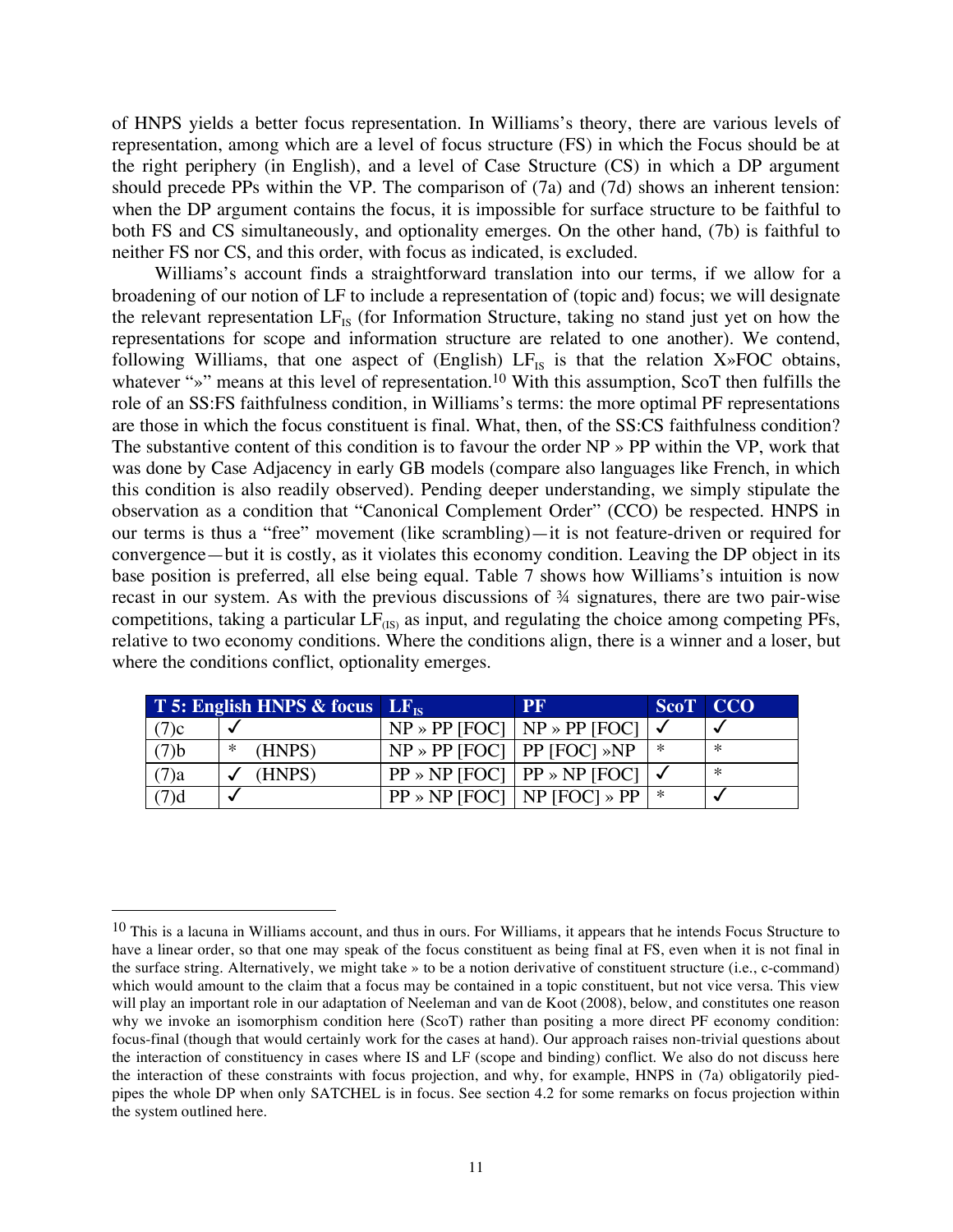of HNPS yields a better focus representation. In Williams's theory, there are various levels of representation, among which are a level of focus structure (FS) in which the Focus should be at the right periphery (in English), and a level of Case Structure (CS) in which a DP argument should precede PPs within the VP. The comparison of (7a) and (7d) shows an inherent tension: when the DP argument contains the focus, it is impossible for surface structure to be faithful to both FS and CS simultaneously, and optionality emerges. On the other hand, (7b) is faithful to neither FS nor CS, and this order, with focus as indicated, is excluded.

Williams's account finds a straightforward translation into our terms, if we allow for a broadening of our notion of LF to include a representation of (topic and) focus; we will designate the relevant representation $LF_{IS}$ (for Information Structure, taking no stand just yet on how the representations for scope and information structure are related to one another). We contend, following Williams, that one aspect of (English) $LF_{IS}$ is that the relation X»FOC obtains, whatever "»" means at this level of representation.[10] With this assumption, ScoT then fulfills the role of an SS:FS faithfulness condition, in Williams's terms: the more optimal PF representations are those in which the focus constituent is final. What, then, of the SS:CS faithfulness condition? The substantive content of this condition is to favour the order NP » PP within the VP, work that was done by Case Adjacency in early GB models (compare also languages like French, in which this condition is also readily observed). Pending deeper understanding, we simply stipulate the observation as a condition that "Canonical Complement Order" (CCO) be respected. HNPS in our terms is thus a "free" movement (like scrambling)—it is not feature-driven or required for convergence—but it is costly, as it violates this economy condition. Leaving the DP object in its base position is preferred, all else being equal. Table 7 shows how Williams's intuition is now recast in our system. As with the previous discussions of ¾ signatures, there are two pair-wise competitions, taking a particular $LF_{(IS)}$ as input, and regulating the choice among competing PFs, relative to two economy conditions. Where the conditions align, there is a winner and a loser, but where the conditions conflict, optionality emerges.

| T 5: English HNPS & focus | | $LF_{IS}$ | PF | ScoT | CCO |
|---|---|---|---|---|---|
| (7)c | ✓ | NP » PP [FOC] | NP » PP [FOC] | ✓ | ✓ |
| (7)b | * (HNPS) | NP » PP [FOC] | PP [FOC] »NP | * | * |
| (7)a | ✓ (HNPS) | PP » NP [FOC] | PP » NP [FOC] | ✓ | * |
| (7)d | ✓ | PP » NP [FOC] | NP [FOC] » PP | * | ✓ |

---

[10] This is a lacuna in Williams account, and thus in ours. For Williams, it appears that he intends Focus Structure to have a linear order, so that one may speak of the focus constituent as being final at FS, even when it is not final in the surface string. Alternatively, we might take » to be a notion derivative of constituent structure (i.e., c-command) which would amount to the claim that a focus may be contained in a topic constituent, but not vice versa. This view will play an important role in our adaptation of Neeleman and van de Koot (2008), below, and constitutes one reason why we invoke an isomorphism condition here (ScoT) rather than positing a more direct PF economy condition: focus-final (though that would certainly work for the cases at hand). Our approach raises non-trivial questions about the interaction of constituency in cases where IS and LF (scope and binding) conflict. We also do not discuss here the interaction of these constraints with focus projection, and why, for example, HNPS in (7a) obligatorily pied-pipes the whole DP when only SATCHEL is in focus. See section 4.2 for some remarks on focus projection within the system outlined here.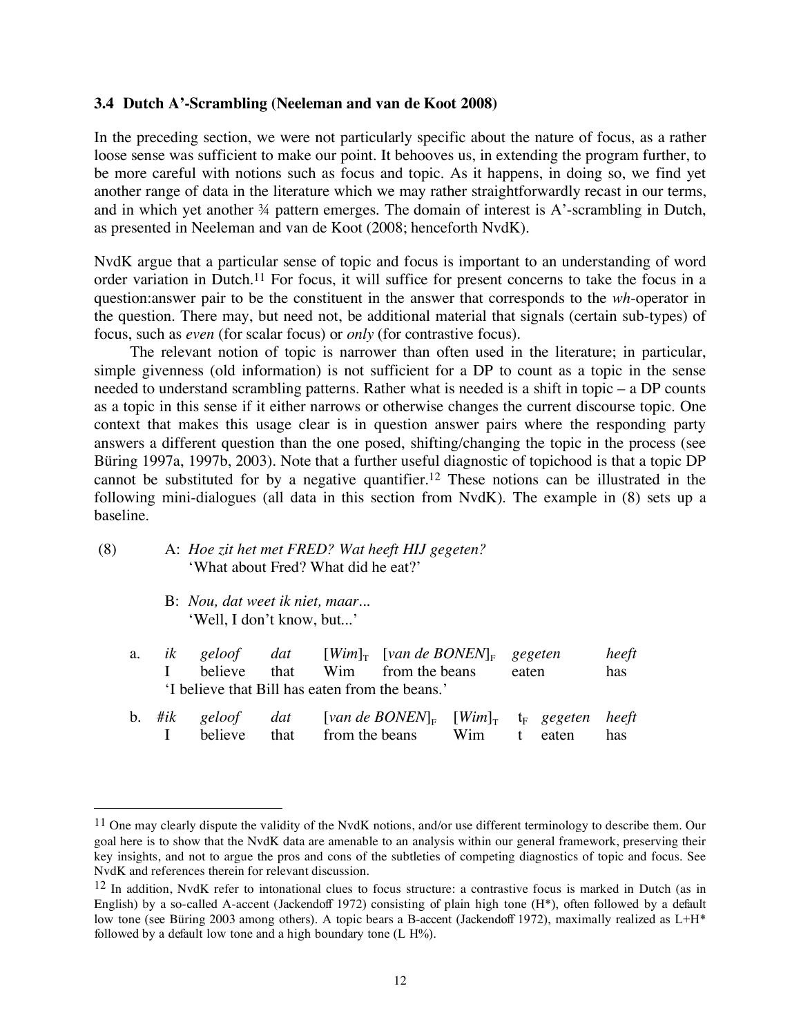### 3.4 Dutch A'-Scrambling (Neeleman and van de Koot 2008)

In the preceding section, we were not particularly specific about the nature of focus, as a rather loose sense was sufficient to make our point. It behooves us, in extending the program further, to be more careful with notions such as focus and topic. As it happens, in doing so, we find yet another range of data in the literature which we may rather straightforwardly recast in our terms, and in which yet another ¾ pattern emerges. The domain of interest is A'-scrambling in Dutch, as presented in Neeleman and van de Koot (2008; henceforth NvdK).

NvdK argue that a particular sense of topic and focus is important to an understanding of word order variation in Dutch.[11] For focus, it will suffice for present concerns to take the focus in a question:answer pair to be the constituent in the answer that corresponds to the *wh*-operator in the question. There may, but need not, be additional material that signals (certain sub-types) of focus, such as *even* (for scalar focus) or *only* (for contrastive focus).

The relevant notion of topic is narrower than often used in the literature; in particular, simple givenness (old information) is not sufficient for a DP to count as a topic in the sense needed to understand scrambling patterns. Rather what is needed is a shift in topic – a DP counts as a topic in this sense if it either narrows or otherwise changes the current discourse topic. One context that makes this usage clear is in question answer pairs where the responding party answers a different question than the one posed, shifting/changing the topic in the process (see Büring 1997a, 1997b, 2003). Note that a further useful diagnostic of topichood is that a topic DP cannot be substituted for by a negative quantifier.[12] These notions can be illustrated in the following mini-dialogues (all data in this section from NvdK). The example in (8) sets up a baseline.

(8) A: *Hoe zit het met FRED? Wat heeft HIJ gegeten?*
 'What about Fred? What did he eat?'

 B: *Nou, dat weet ik niet, maar…*
 'Well, I don't know, but...'

 a. *ik geloof dat* $[$*Wim*$]_{T}$ $[$*van de BONEN*$]_{F}$ *gegeten heeft*
 I believe that Wim from the beans eaten has
 'I believe that Bill has eaten from the beans.'

 b. #*ik geloof dat* $[$*van de BONEN*$]_{F}$ $[$*Wim*$]_{T}$ $t_{F}$ *gegeten heeft*
 I believe that from the beans Wim t eaten has

---

[11] One may clearly dispute the validity of the NvdK notions, and/or use different terminology to describe them. Our goal here is to show that the NvdK data are amenable to an analysis within our general framework, preserving their key insights, and not to argue the pros and cons of the subtleties of competing diagnostics of topic and focus. See NvdK and references therein for relevant discussion.

[12] In addition, NvdK refer to intonational clues to focus structure: a contrastive focus is marked in Dutch (as in English) by a so-called A-accent (Jackendoff 1972) consisting of plain high tone (H*), often followed by a default low tone (see Büring 2003 among others). A topic bears a B-accent (Jackendoff 1972), maximally realized as L+H* followed by a default low tone and a high boundary tone (L H%).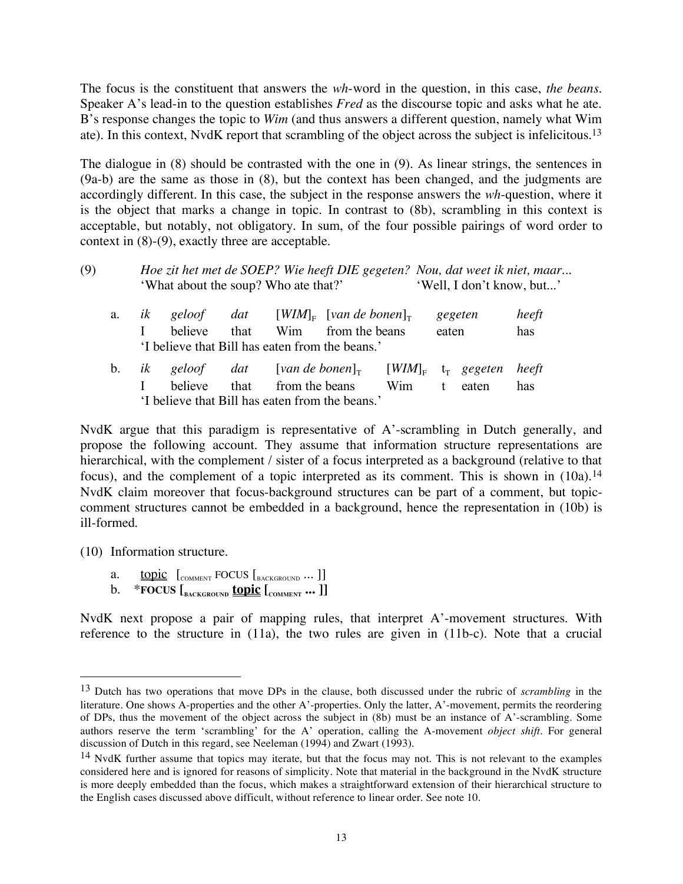The focus is the constituent that answers the *wh*-word in the question, in this case, *the beans*. Speaker A's lead-in to the question establishes *Fred* as the discourse topic and asks what he ate. B's response changes the topic to *Wim* (and thus answers a different question, namely what Wim ate). In this context, NvdK report that scrambling of the object across the subject is infelicitous.[13]

The dialogue in (8) should be contrasted with the one in (9). As linear strings, the sentences in (9a-b) are the same as those in (8), but the context has been changed, and the judgments are accordingly different. In this case, the subject in the response answers the *wh*-question, where it is the object that marks a change in topic. In contrast to (8b), scrambling in this context is acceptable, but notably, not obligatory. In sum, of the four possible pairings of word order to context in (8)-(9), exactly three are acceptable.

(9) *Hoe zit het met de SOEP? Wie heeft DIE gegeten? Nou, dat weet ik niet, maar...*
'What about the soup? Who ate that?' 'Well, I don't know, but...'

a. *ik geloof dat* [*WIM*]$_F$ [*van de bonen*]$_T$ *gegeten heeft*
I believe that Wim from the beans eaten has
'I believe that Bill has eaten from the beans.'

b. *ik geloof dat* [*van de bonen*]$_T$ [*WIM*]$_F$ $t_T$ *gegeten heeft*
I believe that from the beans Wim t eaten has
'I believe that Bill has eaten from the beans.'

NvdK argue that this paradigm is representative of A'-scrambling in Dutch generally, and propose the following account. They assume that information structure representations are hierarchical, with the complement / sister of a focus interpreted as a background (relative to that focus), and the complement of a topic interpreted as its comment. This is shown in (10a).[14] NvdK claim moreover that focus-background structures can be part of a comment, but topic-comment structures cannot be embedded in a background, hence the representation in (10b) is ill-formed.

(10) Information structure.

a. <u>topic</u> [$_{\text{COMMENT}}$ FOCUS [$_{\text{BACKGROUND}}$ ... ]]
b. ***FOCUS [$_{\text{BACKGROUND}}$ <u>topic</u> [$_{\text{COMMENT}}$ ... ]]**

NvdK next propose a pair of mapping rules, that interpret A'-movement structures. With reference to the structure in (11a), the two rules are given in (11b-c). Note that a crucial

---

[13] Dutch has two operations that move DPs in the clause, both discussed under the rubric of *scrambling* in the literature. One shows A-properties and the other A'-properties. Only the latter, A'-movement, permits the reordering of DPs, thus the movement of the object across the subject in (8b) must be an instance of A'-scrambling. Some authors reserve the term 'scrambling' for the A' operation, calling the A-movement *object shift*. For general discussion of Dutch in this regard, see Neeleman (1994) and Zwart (1993).

[14] NvdK further assume that topics may iterate, but that the focus may not. This is not relevant to the examples considered here and is ignored for reasons of simplicity. Note that material in the background in the NvdK structure is more deeply embedded than the focus, which makes a straightforward extension of their hierarchical structure to the English cases discussed above difficult, without reference to linear order. See note 10.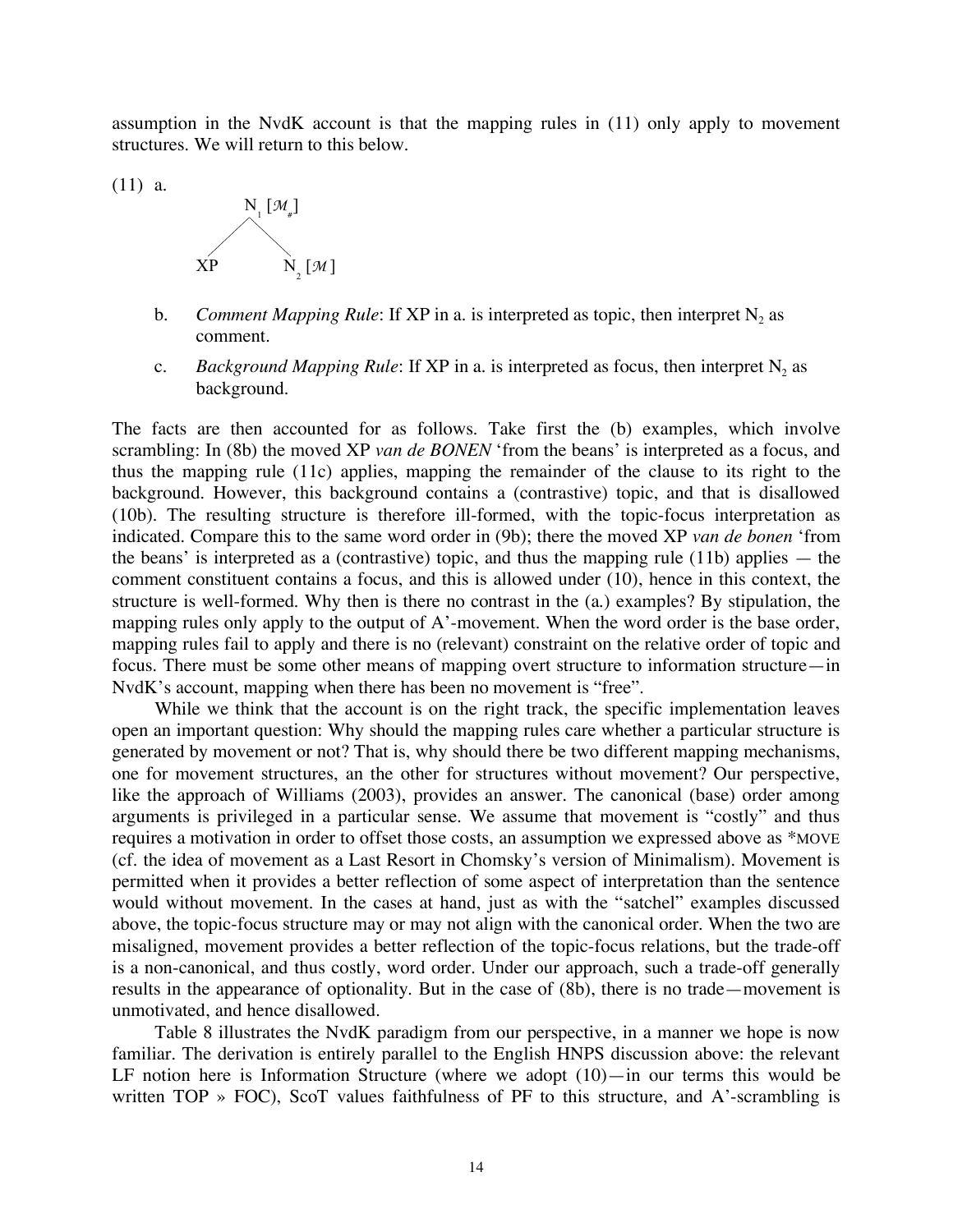assumption in the NvdK account is that the mapping rules in (11) only apply to movement structures. We will return to this below.

(11) a.

$$
\begin{array}{c}
N_1\ [\mathcal{M}_{\#}] \\
\diagup \quad \diagdown \\
XP \qquad N_2\ [\mathcal{M}]
\end{array}
$$

b. *Comment Mapping Rule*: If XP in a. is interpreted as topic, then interpret $N_2$ as comment.

c. *Background Mapping Rule*: If XP in a. is interpreted as focus, then interpret $N_2$ as background.

The facts are then accounted for as follows. Take first the (b) examples, which involve scrambling: In (8b) the moved XP *van de BONEN* 'from the beans' is interpreted as a focus, and thus the mapping rule (11c) applies, mapping the remainder of the clause to its right to the background. However, this background contains a (contrastive) topic, and that is disallowed (10b). The resulting structure is therefore ill-formed, with the topic-focus interpretation as indicated. Compare this to the same word order in (9b); there the moved XP *van de bonen* 'from the beans' is interpreted as a (contrastive) topic, and thus the mapping rule (11b) applies — the comment constituent contains a focus, and this is allowed under (10), hence in this context, the structure is well-formed. Why then is there no contrast in the (a.) examples? By stipulation, the mapping rules only apply to the output of A'-movement. When the word order is the base order, mapping rules fail to apply and there is no (relevant) constraint on the relative order of topic and focus. There must be some other means of mapping overt structure to information structure—in NvdK's account, mapping when there has been no movement is "free".

While we think that the account is on the right track, the specific implementation leaves open an important question: Why should the mapping rules care whether a particular structure is generated by movement or not? That is, why should there be two different mapping mechanisms, one for movement structures, an the other for structures without movement? Our perspective, like the approach of Williams (2003), provides an answer. The canonical (base) order among arguments is privileged in a particular sense. We assume that movement is "costly" and thus requires a motivation in order to offset those costs, an assumption we expressed above as *MOVE (cf. the idea of movement as a Last Resort in Chomsky's version of Minimalism). Movement is permitted when it provides a better reflection of some aspect of interpretation than the sentence would without movement. In the cases at hand, just as with the "satchel" examples discussed above, the topic-focus structure may or may not align with the canonical order. When the two are misaligned, movement provides a better reflection of the topic-focus relations, but the trade-off is a non-canonical, and thus costly, word order. Under our approach, such a trade-off generally results in the appearance of optionality. But in the case of (8b), there is no trade—movement is unmotivated, and hence disallowed.

Table 8 illustrates the NvdK paradigm from our perspective, in a manner we hope is now familiar. The derivation is entirely parallel to the English HNPS discussion above: the relevant LF notion here is Information Structure (where we adopt (10)—in our terms this would be written TOP » FOC), ScoT values faithfulness of PF to this structure, and A'-scrambling is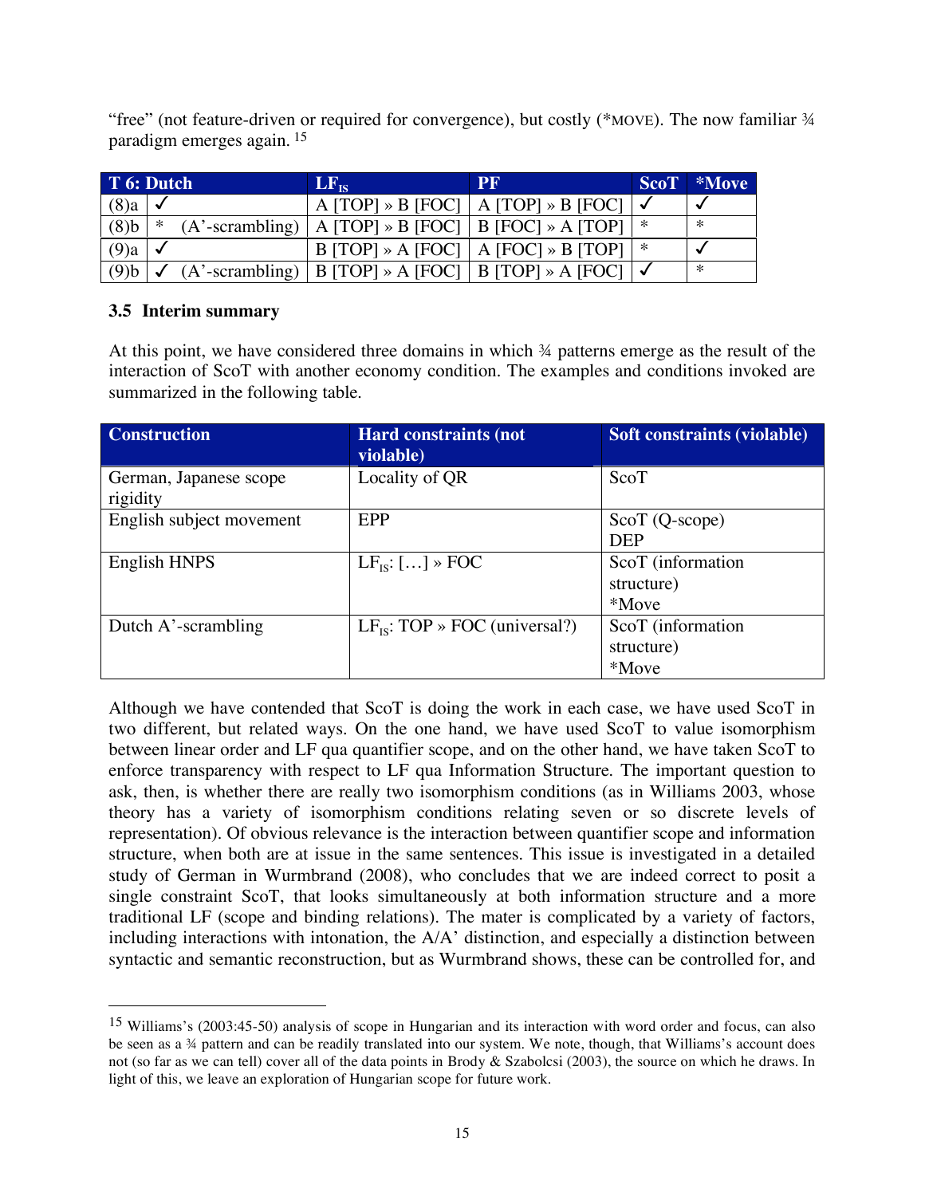"free" (not feature-driven or required for convergence), but costly (*MOVE). The now familiar ¾ paradigm emerges again. [15]

| T 6: Dutch | | $LF_{IS}$ | PF | ScoT | *Move |
|---|---|---|---|---|---|
| (8)a | ✓ | A [TOP] » B [FOC] | A [TOP] » B [FOC] | ✓ | ✓ |
| (8)b | * (A'-scrambling) | A [TOP] » B [FOC] | B [FOC] » A [TOP] | * | * |
| (9)a | ✓ | B [TOP] » A [FOC] | A [FOC] » B [TOP] | * | ✓ |
| (9)b | ✓ (A'-scrambling) | B [TOP] » A [FOC] | B [TOP] » A [FOC] | ✓ | * |

### 3.5 Interim summary

At this point, we have considered three domains in which ¾ patterns emerge as the result of the interaction of ScoT with another economy condition. The examples and conditions invoked are summarized in the following table.

| Construction | Hard constraints (not violable) | Soft constraints (violable) |
|---|---|---|
| German, Japanese scope rigidity | Locality of QR | ScoT |
| English subject movement | EPP | ScoT (Q-scope) DEP |
| English HNPS | $LF_{IS}$: […] » FOC | ScoT (information structure) *Move |
| Dutch A'-scrambling | $LF_{IS}$: TOP » FOC (universal?) | ScoT (information structure) *Move |

Although we have contended that ScoT is doing the work in each case, we have used ScoT in two different, but related ways. On the one hand, we have used ScoT to value isomorphism between linear order and LF qua quantifier scope, and on the other hand, we have taken ScoT to enforce transparency with respect to LF qua Information Structure. The important question to ask, then, is whether there are really two isomorphism conditions (as in Williams 2003, whose theory has a variety of isomorphism conditions relating seven or so discrete levels of representation). Of obvious relevance is the interaction between quantifier scope and information structure, when both are at issue in the same sentences. This issue is investigated in a detailed study of German in Wurmbrand (2008), who concludes that we are indeed correct to posit a single constraint ScoT, that looks simultaneously at both information structure and a more traditional LF (scope and binding relations). The mater is complicated by a variety of factors, including interactions with intonation, the A/A' distinction, and especially a distinction between syntactic and semantic reconstruction, but as Wurmbrand shows, these can be controlled for, and

[15] Williams's (2003:45-50) analysis of scope in Hungarian and its interaction with word order and focus, can also be seen as a ¾ pattern and can be readily translated into our system. We note, though, that Williams's account does not (so far as we can tell) cover all of the data points in Brody & Szabolcsi (2003), the source on which he draws. In light of this, we leave an exploration of Hungarian scope for future work.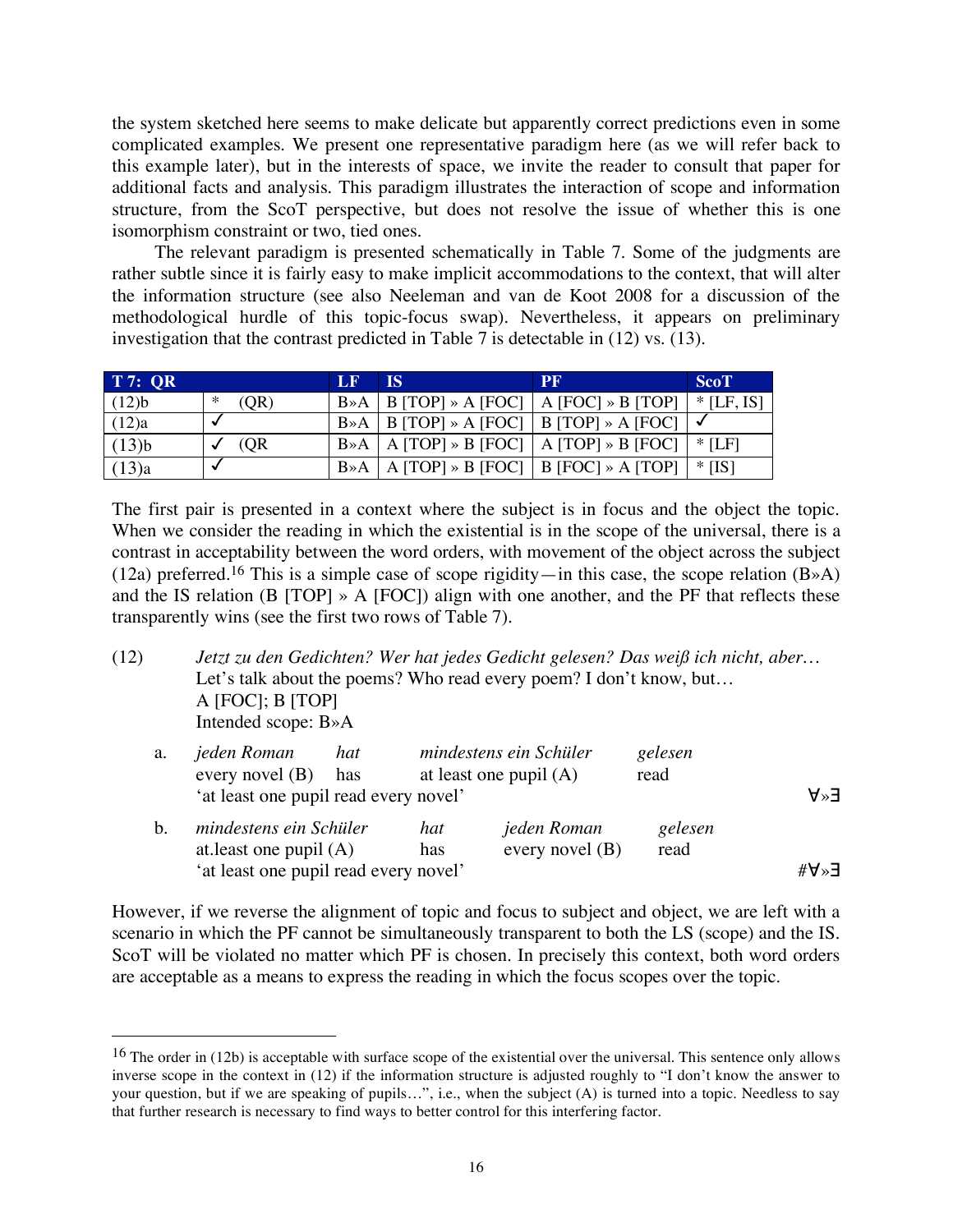the system sketched here seems to make delicate but apparently correct predictions even in some complicated examples. We present one representative paradigm here (as we will refer back to this example later), but in the interests of space, we invite the reader to consult that paper for additional facts and analysis. This paradigm illustrates the interaction of scope and information structure, from the ScoT perspective, but does not resolve the issue of whether this is one isomorphism constraint or two, tied ones.

The relevant paradigm is presented schematically in Table 7. Some of the judgments are rather subtle since it is fairly easy to make implicit accommodations to the context, that will alter the information structure (see also Neeleman and van de Koot 2008 for a discussion of the methodological hurdle of this topic-focus swap). Nevertheless, it appears on preliminary investigation that the contrast predicted in Table 7 is detectable in (12) vs. (13).

| T 7: QR | | LF | IS | PF | ScoT |
|---|---|---|---|---|---|
| (12)b | * (QR) | B»A | B [TOP] » A [FOC] | A [FOC] » B [TOP] | * [LF, IS] |
| (12)a | ✓ | B»A | B [TOP] » A [FOC] | B [TOP] » A [FOC] | ✓ |
| (13)b | ✓ (QR | B»A | A [TOP] » B [FOC] | A [TOP] » B [FOC] | * [LF] |
| (13)a | ✓ | B»A | A [TOP] » B [FOC] | B [FOC] » A [TOP] | * [IS] |

The first pair is presented in a context where the subject is in focus and the object the topic. When we consider the reading in which the existential is in the scope of the universal, there is a contrast in acceptability between the word orders, with movement of the object across the subject (12a) preferred.[16] This is a simple case of scope rigidity—in this case, the scope relation (B»A) and the IS relation (B [TOP] » A [FOC]) align with one another, and the PF that reflects these transparently wins (see the first two rows of Table 7).

(12) *Jetzt zu den Gedichten? Wer hat jedes Gedicht gelesen? Das weiß ich nicht, aber…*
Let's talk about the poems? Who read every poem? I don't know, but…
A [FOC]; B [TOP]
Intended scope: B»A

a. *jeden Roman* *hat* *mindestens ein Schüler* *gelesen*
every novel (B) has at least one pupil (A) read
'at least one pupil read every novel' ∀»∃

b. *mindestens ein Schüler* *hat* *jeden Roman* *gelesen*
at.least one pupil (A) has every novel (B) read
'at least one pupil read every novel' #∀»∃

However, if we reverse the alignment of topic and focus to subject and object, we are left with a scenario in which the PF cannot be simultaneously transparent to both the LS (scope) and the IS. ScoT will be violated no matter which PF is chosen. In precisely this context, both word orders are acceptable as a means to express the reading in which the focus scopes over the topic.

---

[16] The order in (12b) is acceptable with surface scope of the existential over the universal. This sentence only allows inverse scope in the context in (12) if the information structure is adjusted roughly to "I don't know the answer to your question, but if we are speaking of pupils…", i.e., when the subject (A) is turned into a topic. Needless to say that further research is necessary to find ways to better control for this interfering factor.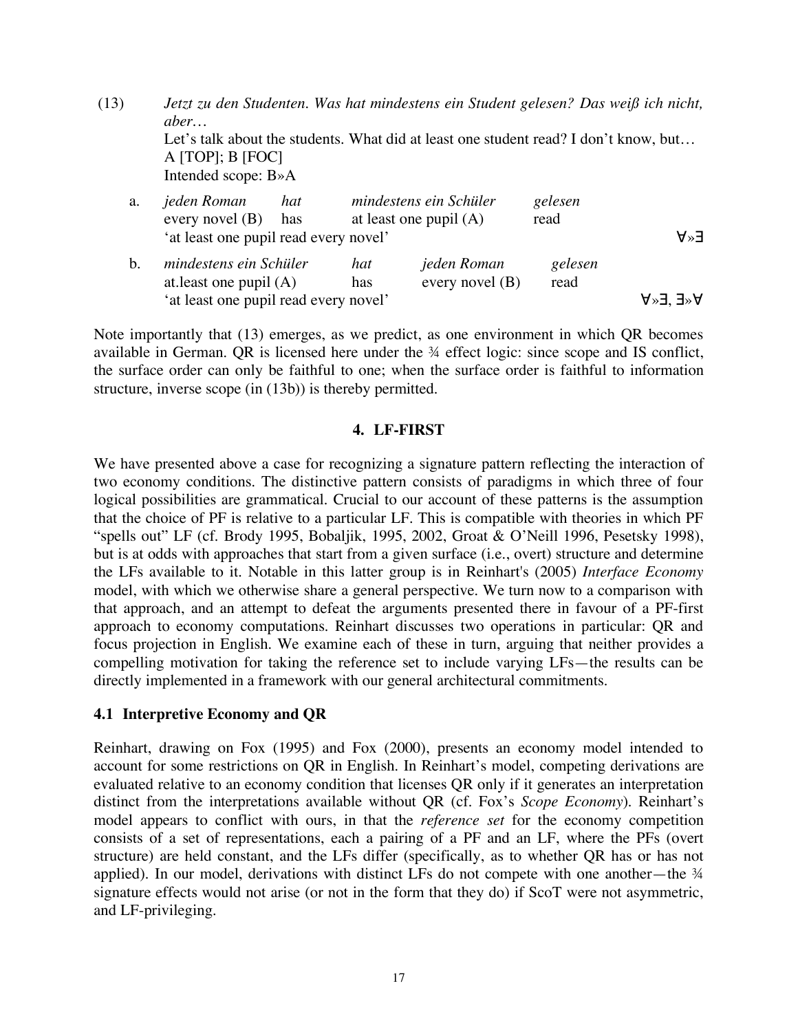(13) *Jetzt zu den Studenten. Was hat mindestens ein Student gelesen? Das weiß ich nicht, aber…*
Let's talk about the students. What did at least one student read? I don't know, but…
A [TOP]; B [FOC]
Intended scope: B»A

a. *jeden Roman* *hat* *mindestens ein Schüler* *gelesen*
every novel (B) has at least one pupil (A) read
'at least one pupil read every novel' ∀»∃

b. *mindestens ein Schüler* *hat* *jeden Roman* *gelesen*
at.least one pupil (A) has every novel (B) read
'at least one pupil read every novel' ∀»∃, ∃»∀

Note importantly that (13) emerges, as we predict, as one environment in which QR becomes available in German. QR is licensed here under the ¾ effect logic: since scope and IS conflict, the surface order can only be faithful to one; when the surface order is faithful to information structure, inverse scope (in (13b)) is thereby permitted.

## 4. LF-FIRST

We have presented above a case for recognizing a signature pattern reflecting the interaction of two economy conditions. The distinctive pattern consists of paradigms in which three of four logical possibilities are grammatical. Crucial to our account of these patterns is the assumption that the choice of PF is relative to a particular LF. This is compatible with theories in which PF "spells out" LF (cf. Brody 1995, Bobaljik, 1995, 2002, Groat & O'Neill 1996, Pesetsky 1998), but is at odds with approaches that start from a given surface (i.e., overt) structure and determine the LFs available to it. Notable in this latter group is in Reinhart's (2005) *Interface Economy* model, with which we otherwise share a general perspective. We turn now to a comparison with that approach, and an attempt to defeat the arguments presented there in favour of a PF-first approach to economy computations. Reinhart discusses two operations in particular: QR and focus projection in English. We examine each of these in turn, arguing that neither provides a compelling motivation for taking the reference set to include varying LFs—the results can be directly implemented in a framework with our general architectural commitments.

### 4.1 Interpretive Economy and QR

Reinhart, drawing on Fox (1995) and Fox (2000), presents an economy model intended to account for some restrictions on QR in English. In Reinhart's model, competing derivations are evaluated relative to an economy condition that licenses QR only if it generates an interpretation distinct from the interpretations available without QR (cf. Fox's *Scope Economy*). Reinhart's model appears to conflict with ours, in that the *reference set* for the economy competition consists of a set of representations, each a pairing of a PF and an LF, where the PFs (overt structure) are held constant, and the LFs differ (specifically, as to whether QR has or has not applied). In our model, derivations with distinct LFs do not compete with one another—the ¾ signature effects would not arise (or not in the form that they do) if ScoT were not asymmetric, and LF-privileging.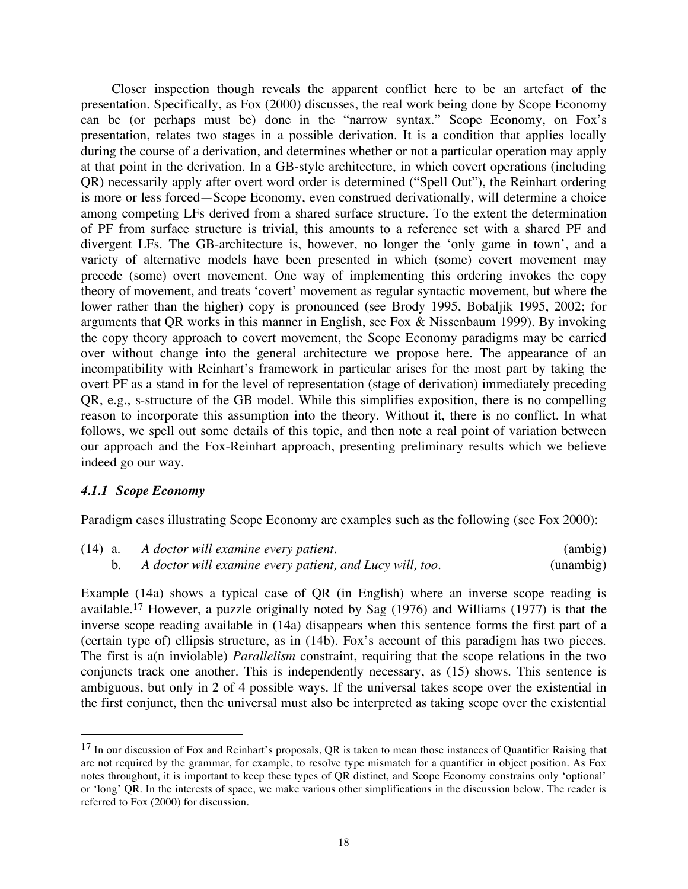Closer inspection though reveals the apparent conflict here to be an artefact of the presentation. Specifically, as Fox (2000) discusses, the real work being done by Scope Economy can be (or perhaps must be) done in the "narrow syntax." Scope Economy, on Fox's presentation, relates two stages in a possible derivation. It is a condition that applies locally during the course of a derivation, and determines whether or not a particular operation may apply at that point in the derivation. In a GB-style architecture, in which covert operations (including QR) necessarily apply after overt word order is determined ("Spell Out"), the Reinhart ordering is more or less forced—Scope Economy, even construed derivationally, will determine a choice among competing LFs derived from a shared surface structure. To the extent the determination of PF from surface structure is trivial, this amounts to a reference set with a shared PF and divergent LFs. The GB-architecture is, however, no longer the 'only game in town', and a variety of alternative models have been presented in which (some) covert movement may precede (some) overt movement. One way of implementing this ordering invokes the copy theory of movement, and treats 'covert' movement as regular syntactic movement, but where the lower rather than the higher) copy is pronounced (see Brody 1995, Bobaljik 1995, 2002; for arguments that QR works in this manner in English, see Fox & Nissenbaum 1999). By invoking the copy theory approach to covert movement, the Scope Economy paradigms may be carried over without change into the general architecture we propose here. The appearance of an incompatibility with Reinhart's framework in particular arises for the most part by taking the overt PF as a stand in for the level of representation (stage of derivation) immediately preceding QR, e.g., s-structure of the GB model. While this simplifies exposition, there is no compelling reason to incorporate this assumption into the theory. Without it, there is no conflict. In what follows, we spell out some details of this topic, and then note a real point of variation between our approach and the Fox-Reinhart approach, presenting preliminary results which we believe indeed go our way.

#### *4.1.1 Scope Economy*

Paradigm cases illustrating Scope Economy are examples such as the following (see Fox 2000):

(14) a. *A doctor will examine every patient.* (ambig)
  b. *A doctor will examine every patient, and Lucy will, too.* (unambig)

Example (14a) shows a typical case of QR (in English) where an inverse scope reading is available.[17] However, a puzzle originally noted by Sag (1976) and Williams (1977) is that the inverse scope reading available in (14a) disappears when this sentence forms the first part of a (certain type of) ellipsis structure, as in (14b). Fox's account of this paradigm has two pieces. The first is a(n inviolable) *Parallelism* constraint, requiring that the scope relations in the two conjuncts track one another. This is independently necessary, as (15) shows. This sentence is ambiguous, but only in 2 of 4 possible ways. If the universal takes scope over the existential in the first conjunct, then the universal must also be interpreted as taking scope over the existential

---

[17] In our discussion of Fox and Reinhart's proposals, QR is taken to mean those instances of Quantifier Raising that are not required by the grammar, for example, to resolve type mismatch for a quantifier in object position. As Fox notes throughout, it is important to keep these types of QR distinct, and Scope Economy constrains only 'optional' or 'long' QR. In the interests of space, we make various other simplifications in the discussion below. The reader is referred to Fox (2000) for discussion.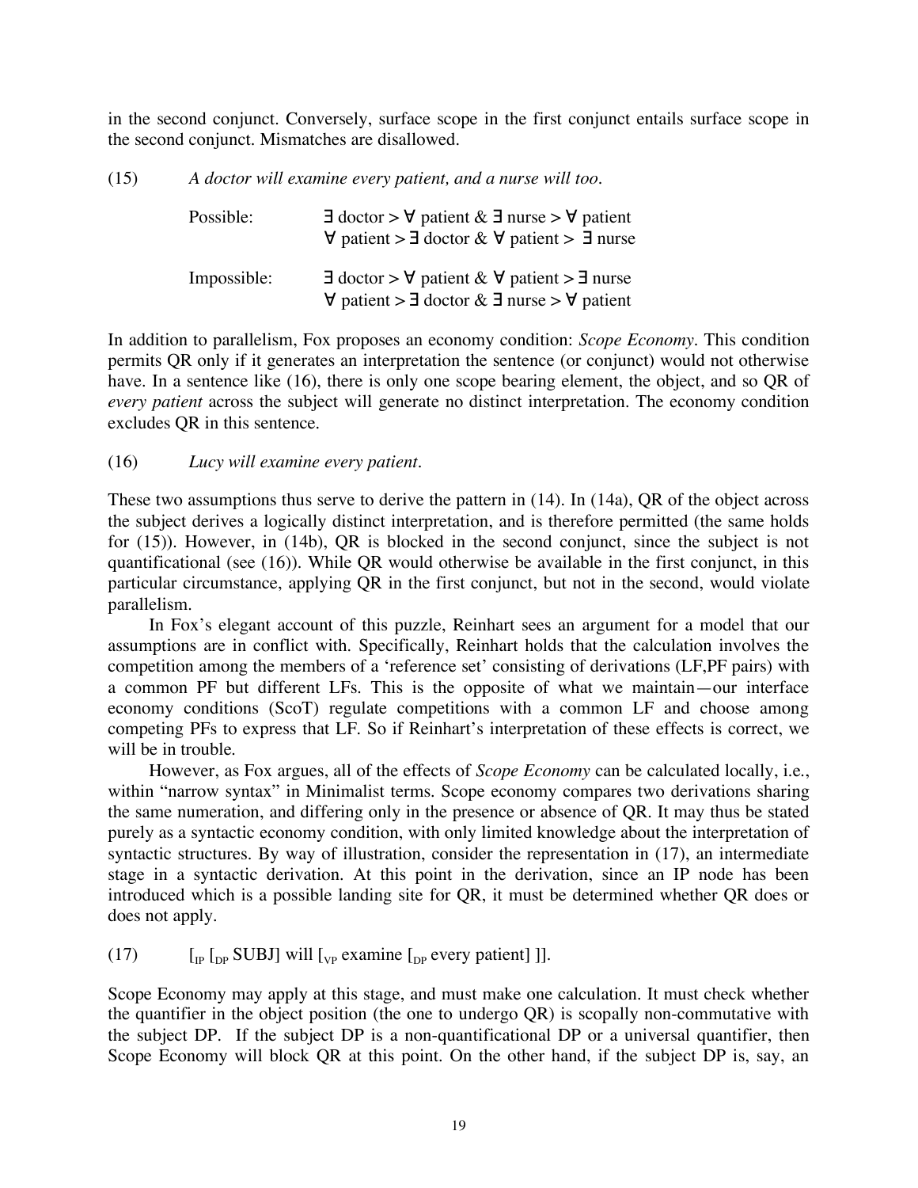in the second conjunct. Conversely, surface scope in the first conjunct entails surface scope in the second conjunct. Mismatches are disallowed.

(15) *A doctor will examine every patient, and a nurse will too.*

Possible: $\exists$ doctor > $\forall$ patient & $\exists$ nurse > $\forall$ patient
$\forall$ patient > $\exists$ doctor & $\forall$ patient > $\exists$ nurse

Impossible: $\exists$ doctor > $\forall$ patient & $\forall$ patient > $\exists$ nurse
$\forall$ patient > $\exists$ doctor & $\exists$ nurse > $\forall$ patient

In addition to parallelism, Fox proposes an economy condition: *Scope Economy*. This condition permits QR only if it generates an interpretation the sentence (or conjunct) would not otherwise have. In a sentence like (16), there is only one scope bearing element, the object, and so QR of *every patient* across the subject will generate no distinct interpretation. The economy condition excludes QR in this sentence.

(16) *Lucy will examine every patient.*

These two assumptions thus serve to derive the pattern in (14). In (14a), QR of the object across the subject derives a logically distinct interpretation, and is therefore permitted (the same holds for (15)). However, in (14b), QR is blocked in the second conjunct, since the subject is not quantificational (see (16)). While QR would otherwise be available in the first conjunct, in this particular circumstance, applying QR in the first conjunct, but not in the second, would violate parallelism.

In Fox's elegant account of this puzzle, Reinhart sees an argument for a model that our assumptions are in conflict with. Specifically, Reinhart holds that the calculation involves the competition among the members of a 'reference set' consisting of derivations (LF,PF pairs) with a common PF but different LFs. This is the opposite of what we maintain—our interface economy conditions (ScoT) regulate competitions with a common LF and choose among competing PFs to express that LF. So if Reinhart's interpretation of these effects is correct, we will be in trouble.

However, as Fox argues, all of the effects of *Scope Economy* can be calculated locally, i.e., within "narrow syntax" in Minimalist terms. Scope economy compares two derivations sharing the same numeration, and differing only in the presence or absence of QR. It may thus be stated purely as a syntactic economy condition, with only limited knowledge about the interpretation of syntactic structures. By way of illustration, consider the representation in (17), an intermediate stage in a syntactic derivation. At this point in the derivation, since an IP node has been introduced which is a possible landing site for QR, it must be determined whether QR does or does not apply.

(17) $[_{IP}$ $[_{DP}$ SUBJ] will $[_{VP}$ examine $[_{DP}$ every patient] ]].

Scope Economy may apply at this stage, and must make one calculation. It must check whether the quantifier in the object position (the one to undergo QR) is scopally non-commutative with the subject DP. If the subject DP is a non-quantificational DP or a universal quantifier, then Scope Economy will block QR at this point. On the other hand, if the subject DP is, say, an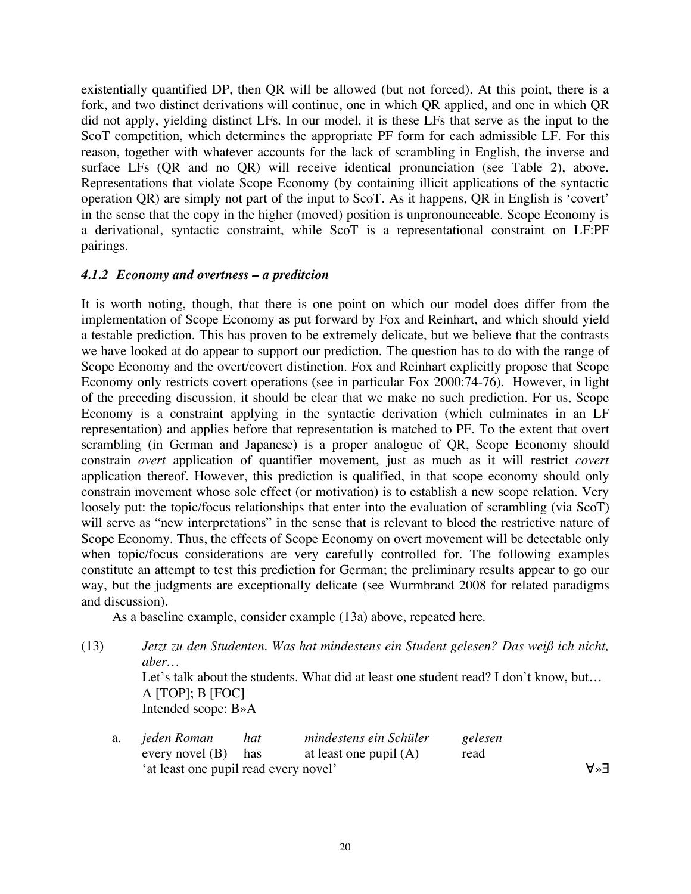existentially quantified DP, then QR will be allowed (but not forced). At this point, there is a fork, and two distinct derivations will continue, one in which QR applied, and one in which QR did not apply, yielding distinct LFs. In our model, it is these LFs that serve as the input to the ScoT competition, which determines the appropriate PF form for each admissible LF. For this reason, together with whatever accounts for the lack of scrambling in English, the inverse and surface LFs (QR and no QR) will receive identical pronunciation (see Table 2), above. Representations that violate Scope Economy (by containing illicit applications of the syntactic operation QR) are simply not part of the input to ScoT. As it happens, QR in English is 'covert' in the sense that the copy in the higher (moved) position is unpronounceable. Scope Economy is a derivational, syntactic constraint, while ScoT is a representational constraint on LF:PF pairings.

#### *4.1.2 Economy and overtness – a preditcion*

It is worth noting, though, that there is one point on which our model does differ from the implementation of Scope Economy as put forward by Fox and Reinhart, and which should yield a testable prediction. This has proven to be extremely delicate, but we believe that the contrasts we have looked at do appear to support our prediction. The question has to do with the range of Scope Economy and the overt/covert distinction. Fox and Reinhart explicitly propose that Scope Economy only restricts covert operations (see in particular Fox 2000:74-76). However, in light of the preceding discussion, it should be clear that we make no such prediction. For us, Scope Economy is a constraint applying in the syntactic derivation (which culminates in an LF representation) and applies before that representation is matched to PF. To the extent that overt scrambling (in German and Japanese) is a proper analogue of QR, Scope Economy should constrain *overt* application of quantifier movement, just as much as it will restrict *covert* application thereof. However, this prediction is qualified, in that scope economy should only constrain movement whose sole effect (or motivation) is to establish a new scope relation. Very loosely put: the topic/focus relationships that enter into the evaluation of scrambling (via ScoT) will serve as "new interpretations" in the sense that is relevant to bleed the restrictive nature of Scope Economy. Thus, the effects of Scope Economy on overt movement will be detectable only when topic/focus considerations are very carefully controlled for. The following examples constitute an attempt to test this prediction for German; the preliminary results appear to go our way, but the judgments are exceptionally delicate (see Wurmbrand 2008 for related paradigms and discussion).

As a baseline example, consider example (13a) above, repeated here.

(13) *Jetzt zu den Studenten. Was hat mindestens ein Student gelesen? Das weiß ich nicht, aber…*
Let's talk about the students. What did at least one student read? I don't know, but…
A [TOP]; B [FOC]
Intended scope: B»A

a. *jeden Roman* *hat* *mindestens ein Schüler* *gelesen*
every novel (B) has at least one pupil (A) read
'at least one pupil read every novel' ∀»∃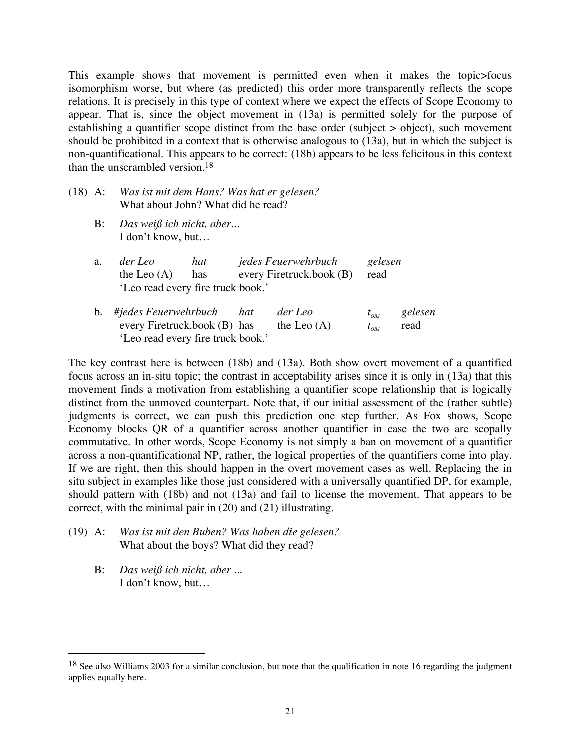This example shows that movement is permitted even when it makes the topic>focus isomorphism worse, but where (as predicted) this order more transparently reflects the scope relations. It is precisely in this type of context where we expect the effects of Scope Economy to appear. That is, since the object movement in (13a) is permitted solely for the purpose of establishing a quantifier scope distinct from the base order (subject > object), such movement should be prohibited in a context that is otherwise analogous to (13a), but in which the subject is non-quantificational. This appears to be correct: (18b) appears to be less felicitous in this context than the unscrambled version.[18]

(18) A: *Was ist mit dem Hans? Was hat er gelesen?*
What about John? What did he read?

B: *Das weiß ich nicht, aber...*
I don't know, but…

a. *der Leo* *hat* *jedes Feuerwehrbuch* *gelesen*
the Leo (A) has every Firetruck.book (B) read
'Leo read every fire truck book.'

b. *#jedes Feuerwehrbuch* *hat* *der Leo* $t_{OBJ}$ *gelesen*
every Firetruck.book (B) has the Leo (A) $t_{OBJ}$ read
'Leo read every fire truck book.'

The key contrast here is between (18b) and (13a). Both show overt movement of a quantified focus across an in-situ topic; the contrast in acceptability arises since it is only in (13a) that this movement finds a motivation from establishing a quantifier scope relationship that is logically distinct from the unmoved counterpart. Note that, if our initial assessment of the (rather subtle) judgments is correct, we can push this prediction one step further. As Fox shows, Scope Economy blocks QR of a quantifier across another quantifier in case the two are scopally commutative. In other words, Scope Economy is not simply a ban on movement of a quantifier across a non-quantificational NP, rather, the logical properties of the quantifiers come into play. If we are right, then this should happen in the overt movement cases as well. Replacing the in situ subject in examples like those just considered with a universally quantified DP, for example, should pattern with (18b) and not (13a) and fail to license the movement. That appears to be correct, with the minimal pair in (20) and (21) illustrating.

(19) A: *Was ist mit den Buben? Was haben die gelesen?*
What about the boys? What did they read?

B: *Das weiß ich nicht, aber ...*
I don't know, but…

---

[18] See also Williams 2003 for a similar conclusion, but note that the qualification in note 16 regarding the judgment applies equally here.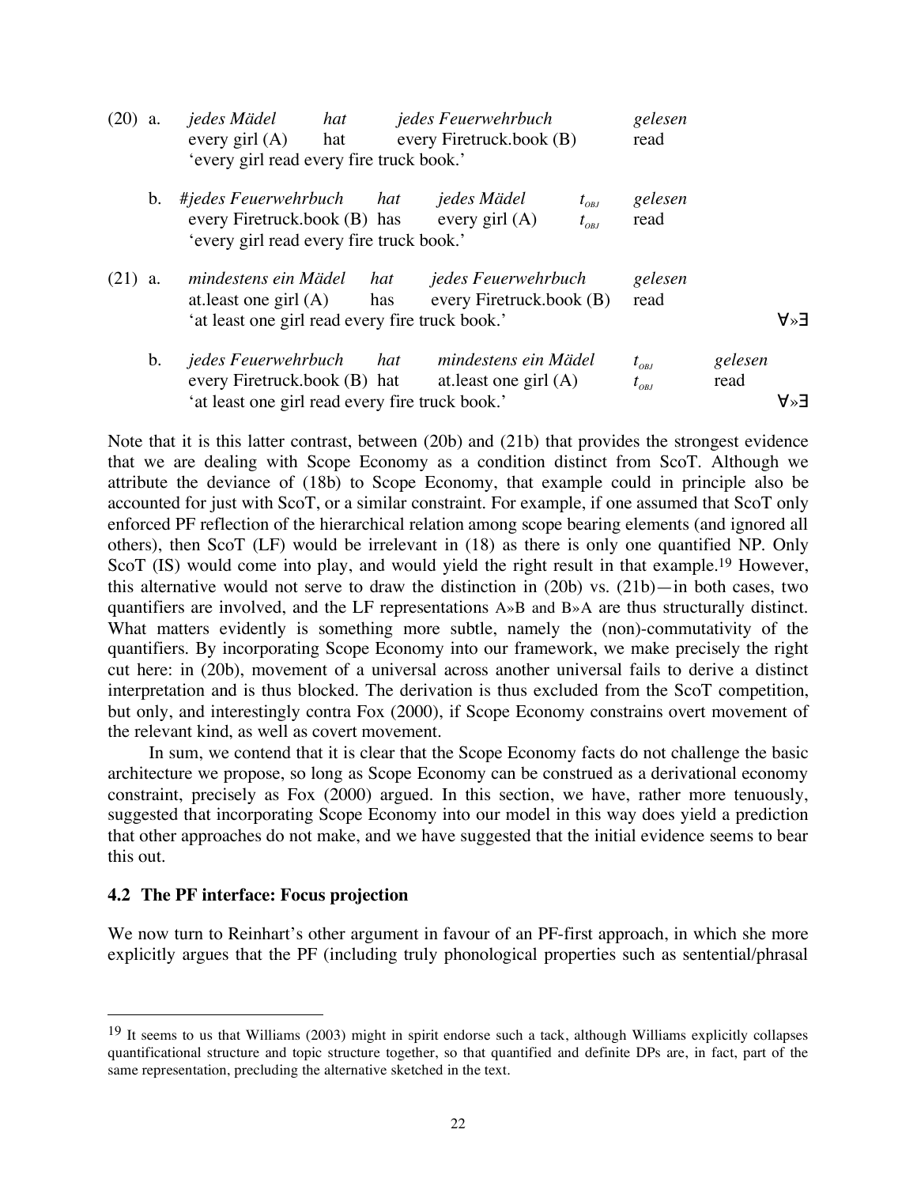(20) a. *jedes Mädel* *hat* *jedes Feuerwehrbuch* *gelesen*
every girl (A) hat every Firetruck.book (B) read
'every girl read every fire truck book.'

b. *#jedes Feuerwehrbuch* *hat* *jedes Mädel* $t_{OBJ}$ *gelesen*
every Firetruck.book (B) has every girl (A) $t_{OBJ}$ read
'every girl read every fire truck book.'

(21) a. *mindestens ein Mädel* *hat* *jedes Feuerwehrbuch* *gelesen*
at.least one girl (A) has every Firetruck.book (B) read
'at least one girl read every fire truck book.' $\forall \gg \exists$

b. *jedes Feuerwehrbuch* *hat* *mindestens ein Mädel* $t_{OBJ}$ *gelesen*
every Firetruck.book (B) hat at.least one girl (A) $t_{OBJ}$ read
'at least one girl read every fire truck book.' $\forall \gg \exists$

Note that it is this latter contrast, between (20b) and (21b) that provides the strongest evidence that we are dealing with Scope Economy as a condition distinct from ScoT. Although we attribute the deviance of (18b) to Scope Economy, that example could in principle also be accounted for just with ScoT, or a similar constraint. For example, if one assumed that ScoT only enforced PF reflection of the hierarchical relation among scope bearing elements (and ignored all others), then ScoT (LF) would be irrelevant in (18) as there is only one quantified NP. Only ScoT (IS) would come into play, and would yield the right result in that example.[19] However, this alternative would not serve to draw the distinction in (20b) vs. (21b)—in both cases, two quantifiers are involved, and the LF representations A»B and B»A are thus structurally distinct. What matters evidently is something more subtle, namely the (non)-commutativity of the quantifiers. By incorporating Scope Economy into our framework, we make precisely the right cut here: in (20b), movement of a universal across another universal fails to derive a distinct interpretation and is thus blocked. The derivation is thus excluded from the ScoT competition, but only, and interestingly contra Fox (2000), if Scope Economy constrains overt movement of the relevant kind, as well as covert movement.

In sum, we contend that it is clear that the Scope Economy facts do not challenge the basic architecture we propose, so long as Scope Economy can be construed as a derivational economy constraint, precisely as Fox (2000) argued. In this section, we have, rather more tenuously, suggested that incorporating Scope Economy into our model in this way does yield a prediction that other approaches do not make, and we have suggested that the initial evidence seems to bear this out.

### 4.2 The PF interface: Focus projection

We now turn to Reinhart's other argument in favour of an PF-first approach, in which she more explicitly argues that the PF (including truly phonological properties such as sentential/phrasal

[19] It seems to us that Williams (2003) might in spirit endorse such a tack, although Williams explicitly collapses quantificational structure and topic structure together, so that quantified and definite DPs are, in fact, part of the same representation, precluding the alternative sketched in the text.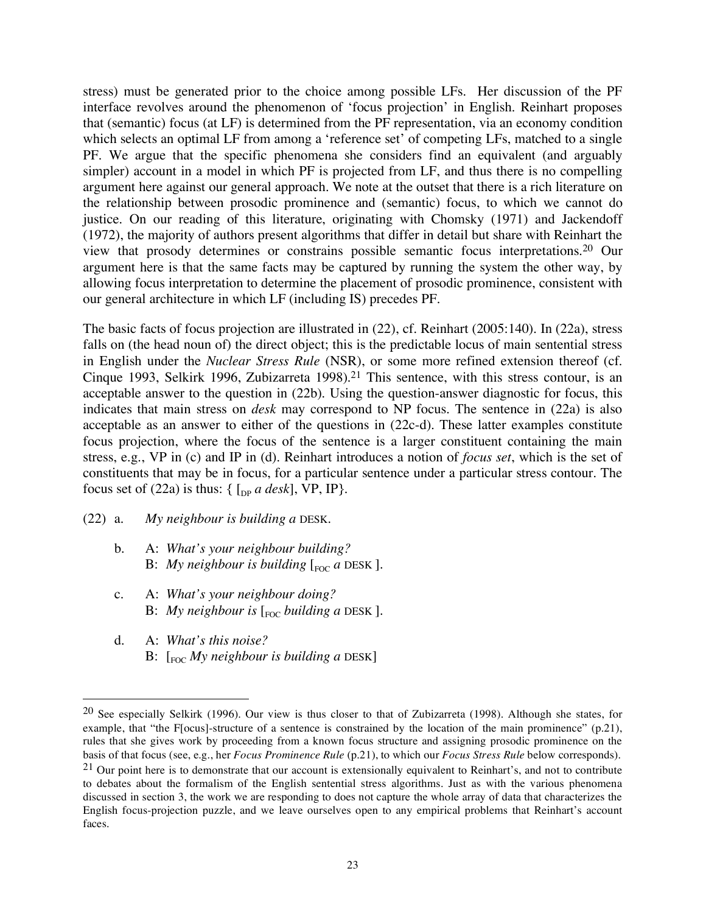stress) must be generated prior to the choice among possible LFs. Her discussion of the PF interface revolves around the phenomenon of 'focus projection' in English. Reinhart proposes that (semantic) focus (at LF) is determined from the PF representation, via an economy condition which selects an optimal LF from among a 'reference set' of competing LFs, matched to a single PF. We argue that the specific phenomena she considers find an equivalent (and arguably simpler) account in a model in which PF is projected from LF, and thus there is no compelling argument here against our general approach. We note at the outset that there is a rich literature on the relationship between prosodic prominence and (semantic) focus, to which we cannot do justice. On our reading of this literature, originating with Chomsky (1971) and Jackendoff (1972), the majority of authors present algorithms that differ in detail but share with Reinhart the view that prosody determines or constrains possible semantic focus interpretations.[20] Our argument here is that the same facts may be captured by running the system the other way, by allowing focus interpretation to determine the placement of prosodic prominence, consistent with our general architecture in which LF (including IS) precedes PF.

The basic facts of focus projection are illustrated in (22), cf. Reinhart (2005:140). In (22a), stress falls on (the head noun of) the direct object; this is the predictable locus of main sentential stress in English under the *Nuclear Stress Rule* (NSR), or some more refined extension thereof (cf. Cinque 1993, Selkirk 1996, Zubizarreta 1998).[21] This sentence, with this stress contour, is an acceptable answer to the question in (22b). Using the question-answer diagnostic for focus, this indicates that main stress on *desk* may correspond to NP focus. The sentence in (22a) is also acceptable as an answer to either of the questions in (22c-d). These latter examples constitute focus projection, where the focus of the sentence is a larger constituent containing the main stress, e.g., VP in (c) and IP in (d). Reinhart introduces a notion of *focus set*, which is the set of constituents that may be in focus, for a particular sentence under a particular stress contour. The focus set of (22a) is thus: { [$_{DP}$ *a desk*], VP, IP}.

(22) a. *My neighbour is building a* DESK.

b. A: *What's your neighbour building?*
   B: *My neighbour is building* [$_{FOC}$ *a* DESK ].

c. A: *What's your neighbour doing?*
   B: *My neighbour is* [$_{FOC}$ *building a* DESK ].

d. A: *What's this noise?*
   B: [$_{FOC}$ *My neighbour is building a* DESK]

---

[20] See especially Selkirk (1996). Our view is thus closer to that of Zubizarreta (1998). Although she states, for example, that "the F[ocus]-structure of a sentence is constrained by the location of the main prominence" (p.21), rules that she gives work by proceeding from a known focus structure and assigning prosodic prominence on the basis of that focus (see, e.g., her *Focus Prominence Rule* (p.21), to which our *Focus Stress Rule* below corresponds).

[21] Our point here is to demonstrate that our account is extensionally equivalent to Reinhart's, and not to contribute to debates about the formalism of the English sentential stress algorithms. Just as with the various phenomena discussed in section 3, the work we are responding to does not capture the whole array of data that characterizes the English focus-projection puzzle, and we leave ourselves open to any empirical problems that Reinhart's account faces.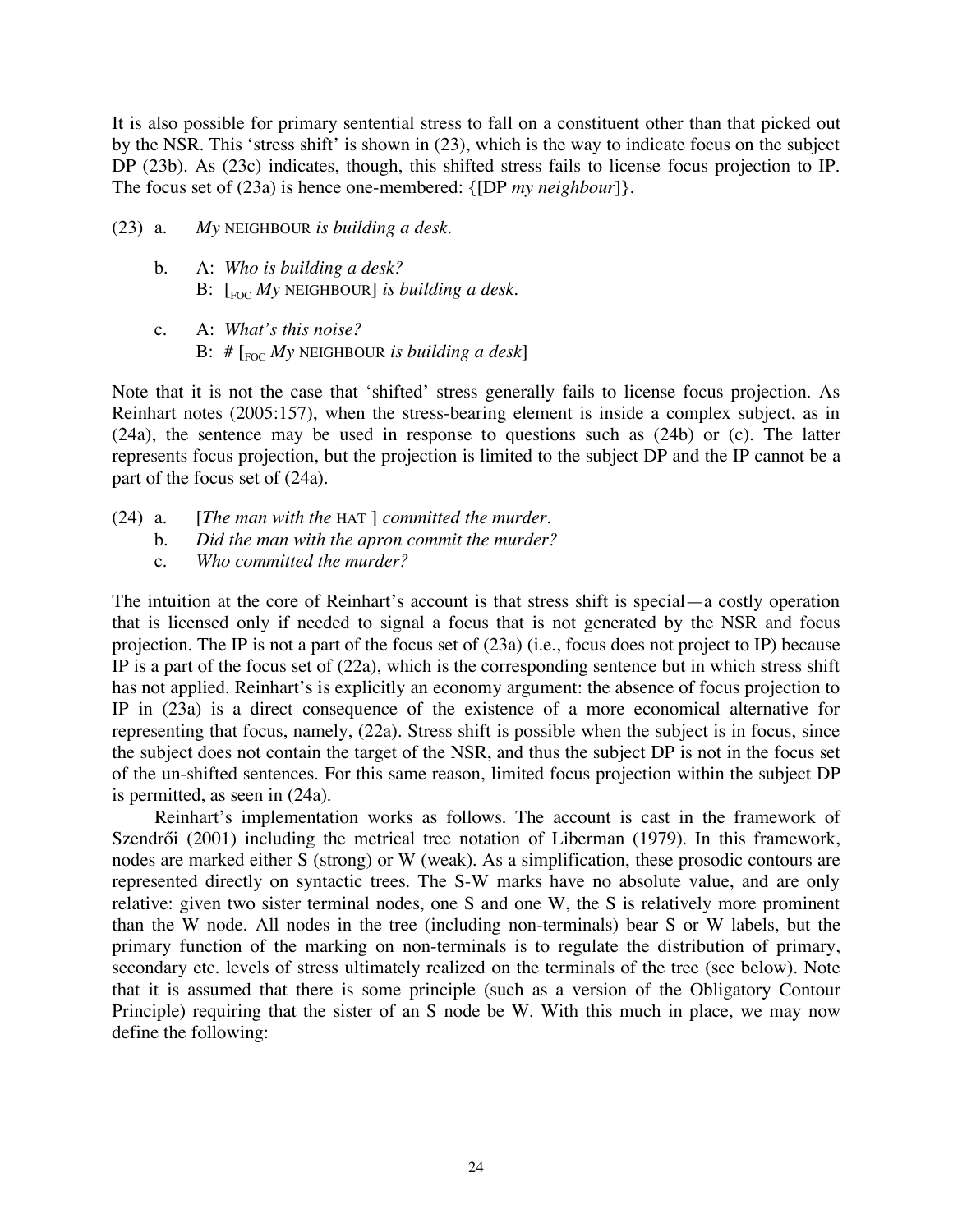It is also possible for primary sentential stress to fall on a constituent other than that picked out by the NSR. This 'stress shift' is shown in (23), which is the way to indicate focus on the subject DP (23b). As (23c) indicates, though, this shifted stress fails to license focus projection to IP. The focus set of (23a) is hence one-membered: {[DP *my neighbour*]}.

(23) a. *My* NEIGHBOUR *is building a desk.*

b. A: *Who is building a desk?*
   B: [$_{\text{FOC}}$ *My* NEIGHBOUR] *is building a desk.*

c. A: *What's this noise?*
   B: # [$_{\text{FOC}}$ *My* NEIGHBOUR *is building a desk*]

Note that it is not the case that 'shifted' stress generally fails to license focus projection. As Reinhart notes (2005:157), when the stress-bearing element is inside a complex subject, as in (24a), the sentence may be used in response to questions such as (24b) or (c). The latter represents focus projection, but the projection is limited to the subject DP and the IP cannot be a part of the focus set of (24a).

(24) a. [*The man with the* HAT ] *committed the murder*.
b. *Did the man with the apron commit the murder?*
c. *Who committed the murder?*

The intuition at the core of Reinhart's account is that stress shift is special—a costly operation that is licensed only if needed to signal a focus that is not generated by the NSR and focus projection. The IP is not a part of the focus set of (23a) (i.e., focus does not project to IP) because IP is a part of the focus set of (22a), which is the corresponding sentence but in which stress shift has not applied. Reinhart's is explicitly an economy argument: the absence of focus projection to IP in (23a) is a direct consequence of the existence of a more economical alternative for representing that focus, namely, (22a). Stress shift is possible when the subject is in focus, since the subject does not contain the target of the NSR, and thus the subject DP is not in the focus set of the un-shifted sentences. For this same reason, limited focus projection within the subject DP is permitted, as seen in (24a).

Reinhart's implementation works as follows. The account is cast in the framework of Szendrői (2001) including the metrical tree notation of Liberman (1979). In this framework, nodes are marked either S (strong) or W (weak). As a simplification, these prosodic contours are represented directly on syntactic trees. The S-W marks have no absolute value, and are only relative: given two sister terminal nodes, one S and one W, the S is relatively more prominent than the W node. All nodes in the tree (including non-terminals) bear S or W labels, but the primary function of the marking on non-terminals is to regulate the distribution of primary, secondary etc. levels of stress ultimately realized on the terminals of the tree (see below). Note that it is assumed that there is some principle (such as a version of the Obligatory Contour Principle) requiring that the sister of an S node be W. With this much in place, we may now define the following: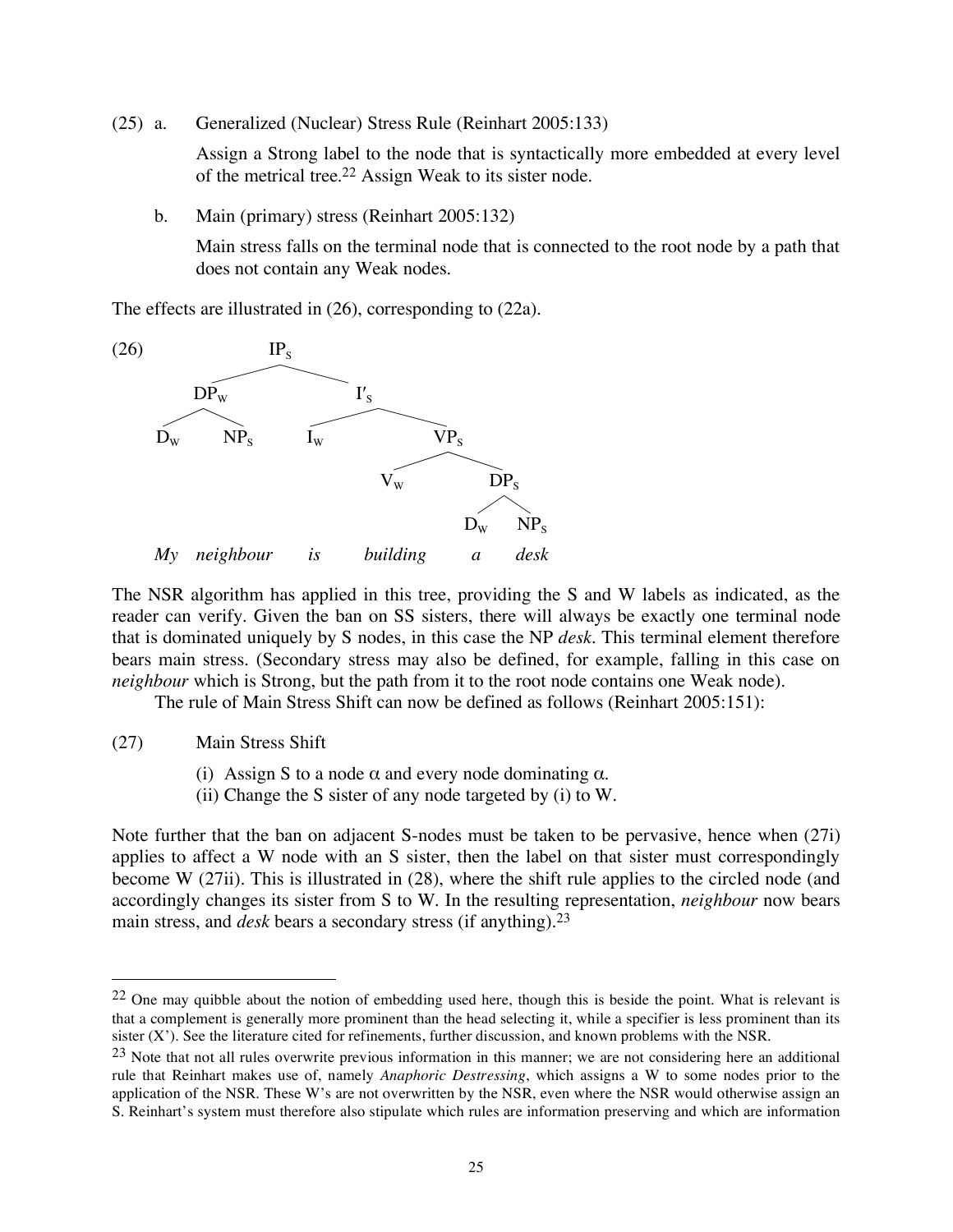(25) a. Generalized (Nuclear) Stress Rule (Reinhart 2005:133)

Assign a Strong label to the node that is syntactically more embedded at every level of the metrical tree.[22] Assign Weak to its sister node.

b. Main (primary) stress (Reinhart 2005:132)

Main stress falls on the terminal node that is connected to the root node by a path that does not contain any Weak nodes.

The effects are illustrated in (26), corresponding to (22a).

(26)

```
                    IP_S
           /                  \
       DP_W                    I'_S
      /    \                 /      \
   D_W     NP_S           I_W        VP_S
                                    /     \
                                 V_W       DP_S
                                          /    \
                                       D_W     NP_S
   My   neighbour         is   building   a    desk
```

The NSR algorithm has applied in this tree, providing the S and W labels as indicated, as the reader can verify. Given the ban on SS sisters, there will always be exactly one terminal node that is dominated uniquely by S nodes, in this case the NP *desk*. This terminal element therefore bears main stress. (Secondary stress may also be defined, for example, falling in this case on *neighbour* which is Strong, but the path from it to the root node contains one Weak node).

The rule of Main Stress Shift can now be defined as follows (Reinhart 2005:151):

(27) Main Stress Shift

(i) Assign S to a node α and every node dominating α.
(ii) Change the S sister of any node targeted by (i) to W.

Note further that the ban on adjacent S-nodes must be taken to be pervasive, hence when (27i) applies to affect a W node with an S sister, then the label on that sister must correspondingly become W (27ii). This is illustrated in (28), where the shift rule applies to the circled node (and accordingly changes its sister from S to W. In the resulting representation, *neighbour* now bears main stress, and *desk* bears a secondary stress (if anything).[23]

---

[22] One may quibble about the notion of embedding used here, though this is beside the point. What is relevant is that a complement is generally more prominent than the head selecting it, while a specifier is less prominent than its sister (X'). See the literature cited for refinements, further discussion, and known problems with the NSR.

[23] Note that not all rules overwrite previous information in this manner; we are not considering here an additional rule that Reinhart makes use of, namely *Anaphoric Destressing*, which assigns a W to some nodes prior to the application of the NSR. These W's are not overwritten by the NSR, even where the NSR would otherwise assign an S. Reinhart's system must therefore also stipulate which rules are information preserving and which are information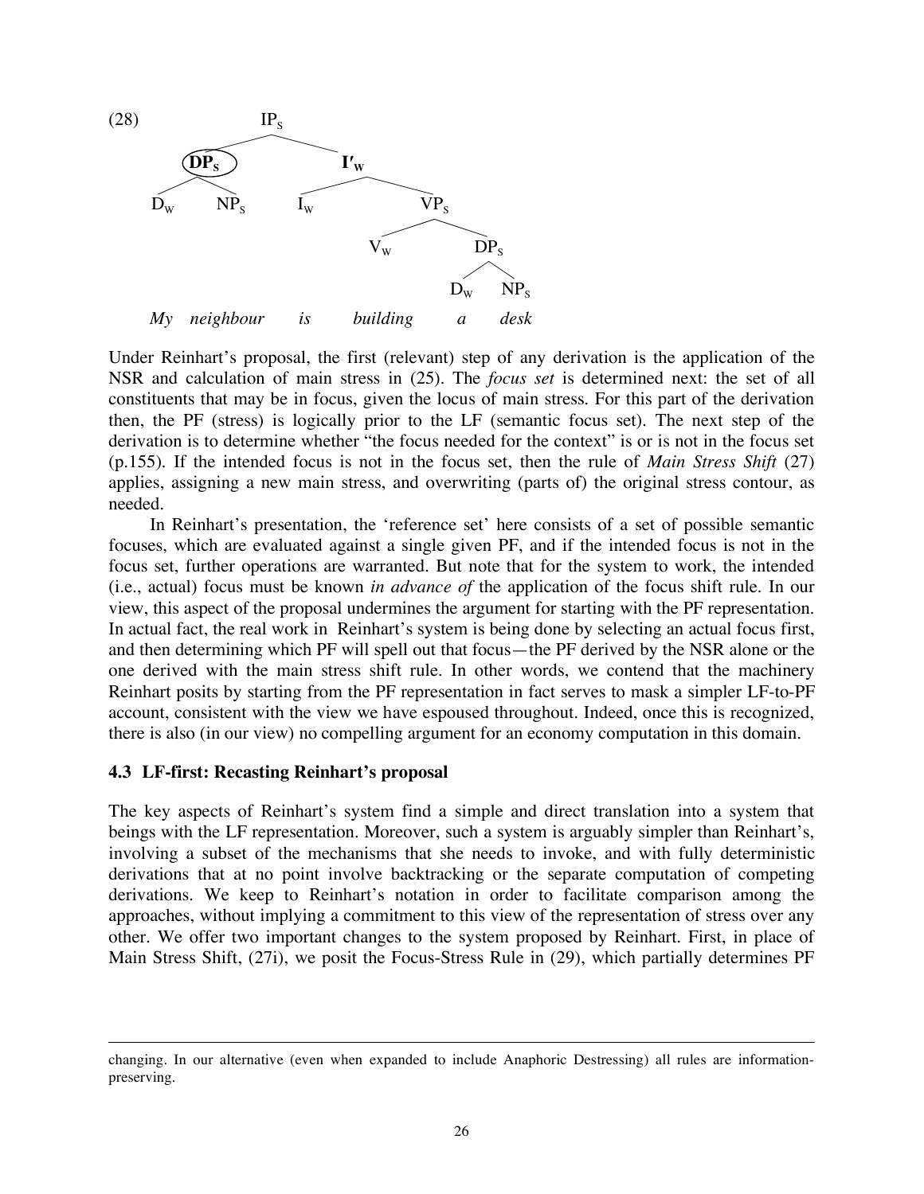(28)

```
                    IP_S
           ________/    \________
        (DP_S)                   I′_W
        /    \                 /      \
      D_W    NP_S            I_W       VP_S
                                      /    \
                                    V_W     DP_S
                                           /    \
                                         D_W    NP_S

      My   neighbour         is   building   a    desk
```

Under Reinhart's proposal, the first (relevant) step of any derivation is the application of the NSR and calculation of main stress in (25). The *focus set* is determined next: the set of all constituents that may be in focus, given the locus of main stress. For this part of the derivation then, the PF (stress) is logically prior to the LF (semantic focus set). The next step of the derivation is to determine whether "the focus needed for the context" is or is not in the focus set (p.155). If the intended focus is not in the focus set, then the rule of *Main Stress Shift* (27) applies, assigning a new main stress, and overwriting (parts of) the original stress contour, as needed.

In Reinhart's presentation, the 'reference set' here consists of a set of possible semantic focuses, which are evaluated against a single given PF, and if the intended focus is not in the focus set, further operations are warranted. But note that for the system to work, the intended (i.e., actual) focus must be known *in advance of* the application of the focus shift rule. In our view, this aspect of the proposal undermines the argument for starting with the PF representation. In actual fact, the real work in Reinhart's system is being done by selecting an actual focus first, and then determining which PF will spell out that focus—the PF derived by the NSR alone or the one derived with the main stress shift rule. In other words, we contend that the machinery Reinhart posits by starting from the PF representation in fact serves to mask a simpler LF-to-PF account, consistent with the view we have espoused throughout. Indeed, once this is recognized, there is also (in our view) no compelling argument for an economy computation in this domain.

### 4.3 LF-first: Recasting Reinhart's proposal

The key aspects of Reinhart's system find a simple and direct translation into a system that beings with the LF representation. Moreover, such a system is arguably simpler than Reinhart's, involving a subset of the mechanisms that she needs to invoke, and with fully deterministic derivations that at no point involve backtracking or the separate computation of competing derivations. We keep to Reinhart's notation in order to facilitate comparison among the approaches, without implying a commitment to this view of the representation of stress over any other. We offer two important changes to the system proposed by Reinhart. First, in place of Main Stress Shift, (27i), we posit the Focus-Stress Rule in (29), which partially determines PF

---

changing. In our alternative (even when expanded to include Anaphoric Destressing) all rules are information-preserving.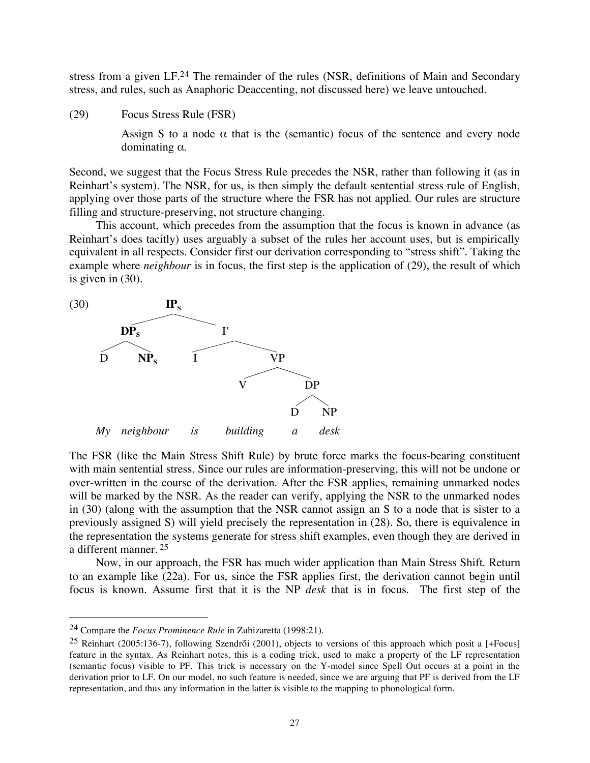stress from a given LF.[24] The remainder of the rules (NSR, definitions of Main and Secondary stress, and rules, such as Anaphoric Deaccenting, not discussed here) we leave untouched.

(29) Focus Stress Rule (FSR)

Assign S to a node $\alpha$ that is the (semantic) focus of the sentence and every node dominating $\alpha$.

Second, we suggest that the Focus Stress Rule precedes the NSR, rather than following it (as in Reinhart's system). The NSR, for us, is then simply the default sentential stress rule of English, applying over those parts of the structure where the FSR has not applied. Our rules are structure filling and structure-preserving, not structure changing.

This account, which precedes from the assumption that the focus is known in advance (as Reinhart's does tacitly) uses arguably a subset of the rules her account uses, but is empirically equivalent in all respects. Consider first our derivation corresponding to "stress shift". Taking the example where *neighbour* is in focus, the first step is the application of (29), the result of which is given in (30).

(30)

```
                 IP_S
               /      \
           DP_S         I'
          /    \       /   \
         D     NP_S   I     VP
                           /   \
                          V     DP
                               /  \
                              D    NP
      My  neighbour   is  building  a  desk
```

The FSR (like the Main Stress Shift Rule) by brute force marks the focus-bearing constituent with main sentential stress. Since our rules are information-preserving, this will not be undone or over-written in the course of the derivation. After the FSR applies, remaining unmarked nodes will be marked by the NSR. As the reader can verify, applying the NSR to the unmarked nodes in (30) (along with the assumption that the NSR cannot assign an S to a node that is sister to a previously assigned S) will yield precisely the representation in (28). So, there is equivalence in the representation the systems generate for stress shift examples, even though they are derived in a different manner.[25]

Now, in our approach, the FSR has much wider application than Main Stress Shift. Return to an example like (22a). For us, since the FSR applies first, the derivation cannot begin until focus is known. Assume first that it is the NP *desk* that is in focus. The first step of the

---

[24] Compare the *Focus Prominence Rule* in Zubizaretta (1998:21).

[25] Reinhart (2005:136-7), following Szendrői (2001), objects to versions of this approach which posit a [+Focus] feature in the syntax. As Reinhart notes, this is a coding trick, used to make a property of the LF representation (semantic focus) visible to PF. This trick is necessary on the Y-model since Spell Out occurs at a point in the derivation prior to LF. On our model, no such feature is needed, since we are arguing that PF is derived from the LF representation, and thus any information in the latter is visible to the mapping to phonological form.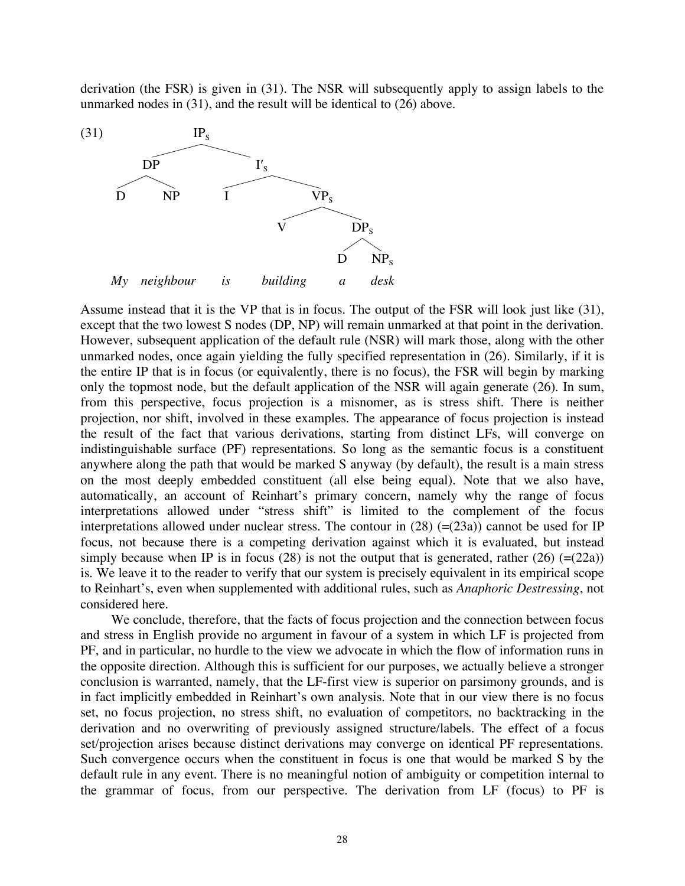derivation (the FSR) is given in (31). The NSR will subsequently apply to assign labels to the unmarked nodes in (31), and the result will be identical to (26) above.

```
(31)                IP_S
                  /      \
               DP          I'_S
              /  \        /    \
             D    NP     I      VP_S
                               /    \
                              V      DP_S
                                    /    \
                                   D      NP_S
        My   neighbour   is   building   a   desk
```

Assume instead that it is the VP that is in focus. The output of the FSR will look just like (31), except that the two lowest S nodes (DP, NP) will remain unmarked at that point in the derivation. However, subsequent application of the default rule (NSR) will mark those, along with the other unmarked nodes, once again yielding the fully specified representation in (26). Similarly, if it is the entire IP that is in focus (or equivalently, there is no focus), the FSR will begin by marking only the topmost node, but the default application of the NSR will again generate (26). In sum, from this perspective, focus projection is a misnomer, as is stress shift. There is neither projection, nor shift, involved in these examples. The appearance of focus projection is instead the result of the fact that various derivations, starting from distinct LFs, will converge on indistinguishable surface (PF) representations. So long as the semantic focus is a constituent anywhere along the path that would be marked S anyway (by default), the result is a main stress on the most deeply embedded constituent (all else being equal). Note that we also have, automatically, an account of Reinhart's primary concern, namely why the range of focus interpretations allowed under "stress shift" is limited to the complement of the focus interpretations allowed under nuclear stress. The contour in (28) (=(23a)) cannot be used for IP focus, not because there is a competing derivation against which it is evaluated, but instead simply because when IP is in focus (28) is not the output that is generated, rather (26) (=(22a)) is. We leave it to the reader to verify that our system is precisely equivalent in its empirical scope to Reinhart's, even when supplemented with additional rules, such as *Anaphoric Destressing*, not considered here.

We conclude, therefore, that the facts of focus projection and the connection between focus and stress in English provide no argument in favour of a system in which LF is projected from PF, and in particular, no hurdle to the view we advocate in which the flow of information runs in the opposite direction. Although this is sufficient for our purposes, we actually believe a stronger conclusion is warranted, namely, that the LF-first view is superior on parsimony grounds, and is in fact implicitly embedded in Reinhart's own analysis. Note that in our view there is no focus set, no focus projection, no stress shift, no evaluation of competitors, no backtracking in the derivation and no overwriting of previously assigned structure/labels. The effect of a focus set/projection arises because distinct derivations may converge on identical PF representations. Such convergence occurs when the constituent in focus is one that would be marked S by the default rule in any event. There is no meaningful notion of ambiguity or competition internal to the grammar of focus, from our perspective. The derivation from LF (focus) to PF is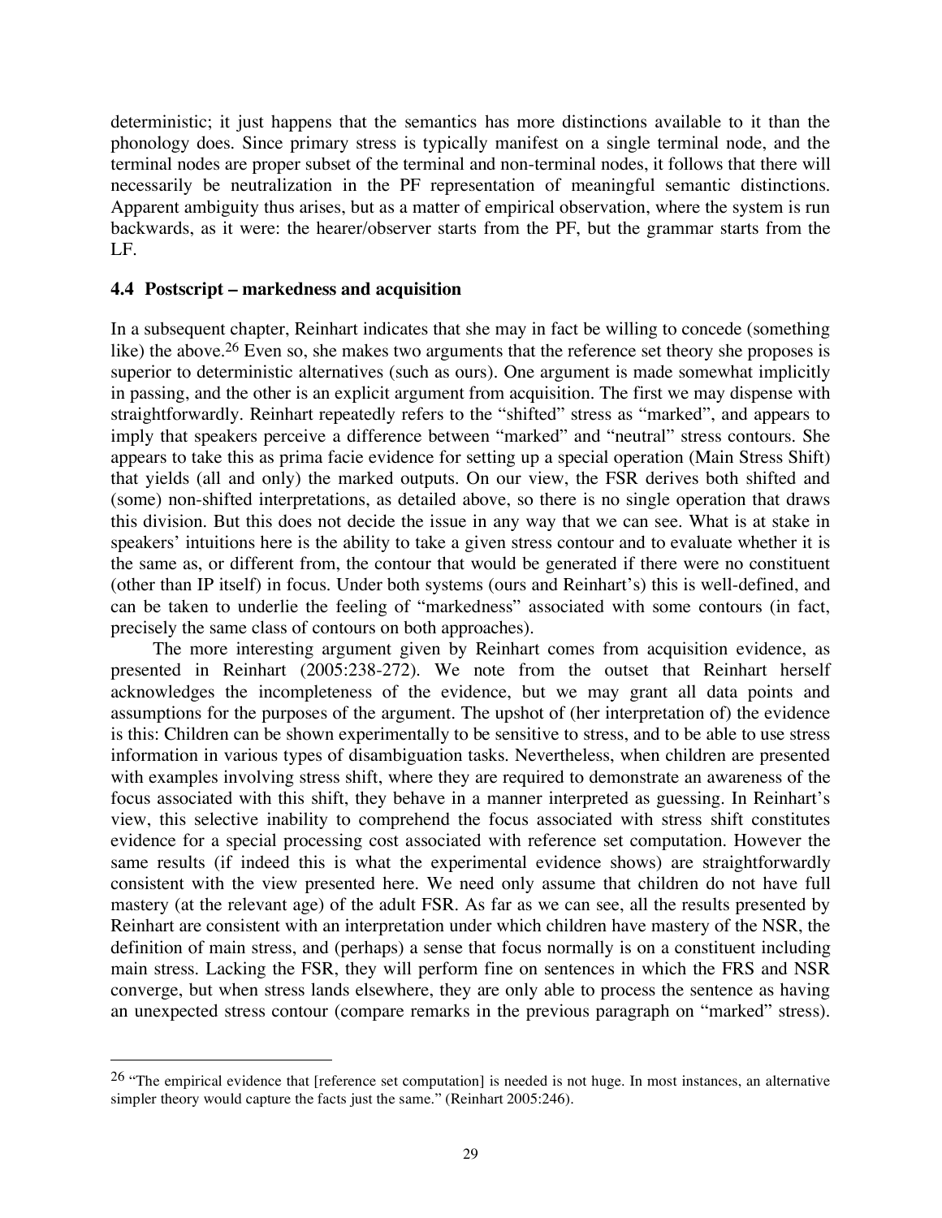deterministic; it just happens that the semantics has more distinctions available to it than the phonology does. Since primary stress is typically manifest on a single terminal node, and the terminal nodes are proper subset of the terminal and non-terminal nodes, it follows that there will necessarily be neutralization in the PF representation of meaningful semantic distinctions. Apparent ambiguity thus arises, but as a matter of empirical observation, where the system is run backwards, as it were: the hearer/observer starts from the PF, but the grammar starts from the LF.

### 4.4 Postscript – markedness and acquisition

In a subsequent chapter, Reinhart indicates that she may in fact be willing to concede (something like) the above.[26] Even so, she makes two arguments that the reference set theory she proposes is superior to deterministic alternatives (such as ours). One argument is made somewhat implicitly in passing, and the other is an explicit argument from acquisition. The first we may dispense with straightforwardly. Reinhart repeatedly refers to the "shifted" stress as "marked", and appears to imply that speakers perceive a difference between "marked" and "neutral" stress contours. She appears to take this as prima facie evidence for setting up a special operation (Main Stress Shift) that yields (all and only) the marked outputs. On our view, the FSR derives both shifted and (some) non-shifted interpretations, as detailed above, so there is no single operation that draws this division. But this does not decide the issue in any way that we can see. What is at stake in speakers' intuitions here is the ability to take a given stress contour and to evaluate whether it is the same as, or different from, the contour that would be generated if there were no constituent (other than IP itself) in focus. Under both systems (ours and Reinhart's) this is well-defined, and can be taken to underlie the feeling of "markedness" associated with some contours (in fact, precisely the same class of contours on both approaches).

The more interesting argument given by Reinhart comes from acquisition evidence, as presented in Reinhart (2005:238-272). We note from the outset that Reinhart herself acknowledges the incompleteness of the evidence, but we may grant all data points and assumptions for the purposes of the argument. The upshot of (her interpretation of) the evidence is this: Children can be shown experimentally to be sensitive to stress, and to be able to use stress information in various types of disambiguation tasks. Nevertheless, when children are presented with examples involving stress shift, where they are required to demonstrate an awareness of the focus associated with this shift, they behave in a manner interpreted as guessing. In Reinhart's view, this selective inability to comprehend the focus associated with stress shift constitutes evidence for a special processing cost associated with reference set computation. However the same results (if indeed this is what the experimental evidence shows) are straightforwardly consistent with the view presented here. We need only assume that children do not have full mastery (at the relevant age) of the adult FSR. As far as we can see, all the results presented by Reinhart are consistent with an interpretation under which children have mastery of the NSR, the definition of main stress, and (perhaps) a sense that focus normally is on a constituent including main stress. Lacking the FSR, they will perform fine on sentences in which the FRS and NSR converge, but when stress lands elsewhere, they are only able to process the sentence as having an unexpected stress contour (compare remarks in the previous paragraph on "marked" stress).

---

[26] "The empirical evidence that [reference set computation] is needed is not huge. In most instances, an alternative simpler theory would capture the facts just the same." (Reinhart 2005:246).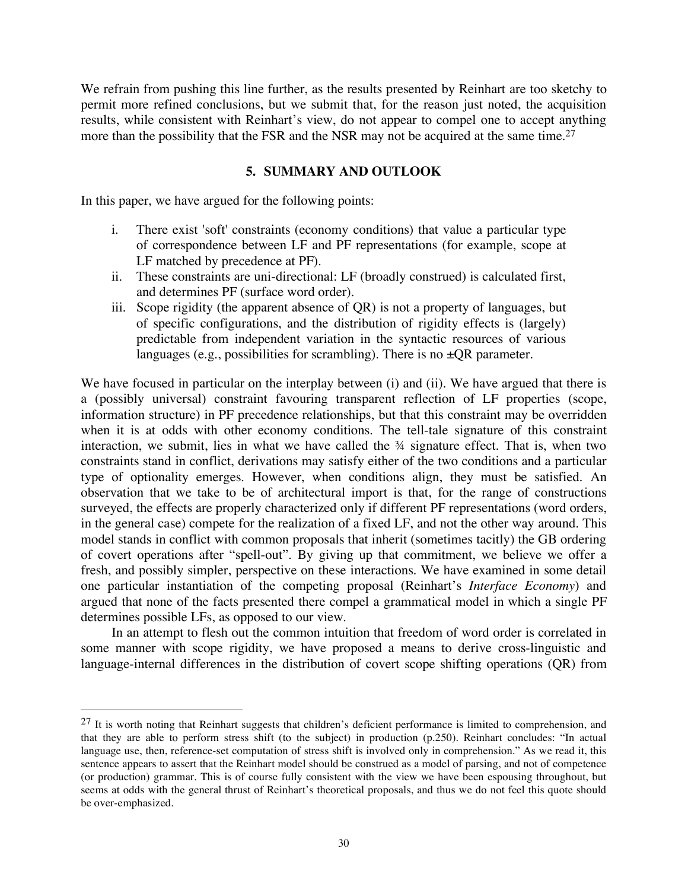We refrain from pushing this line further, as the results presented by Reinhart are too sketchy to permit more refined conclusions, but we submit that, for the reason just noted, the acquisition results, while consistent with Reinhart's view, do not appear to compel one to accept anything more than the possibility that the FSR and the NSR may not be acquired at the same time.[27]

## 5. SUMMARY AND OUTLOOK

In this paper, we have argued for the following points:

i. There exist 'soft' constraints (economy conditions) that value a particular type of correspondence between LF and PF representations (for example, scope at LF matched by precedence at PF).
ii. These constraints are uni-directional: LF (broadly construed) is calculated first, and determines PF (surface word order).
iii. Scope rigidity (the apparent absence of QR) is not a property of languages, but of specific configurations, and the distribution of rigidity effects is (largely) predictable from independent variation in the syntactic resources of various languages (e.g., possibilities for scrambling). There is no ±QR parameter.

We have focused in particular on the interplay between (i) and (ii). We have argued that there is a (possibly universal) constraint favouring transparent reflection of LF properties (scope, information structure) in PF precedence relationships, but that this constraint may be overridden when it is at odds with other economy conditions. The tell-tale signature of this constraint interaction, we submit, lies in what we have called the ¾ signature effect. That is, when two constraints stand in conflict, derivations may satisfy either of the two conditions and a particular type of optionality emerges. However, when conditions align, they must be satisfied. An observation that we take to be of architectural import is that, for the range of constructions surveyed, the effects are properly characterized only if different PF representations (word orders, in the general case) compete for the realization of a fixed LF, and not the other way around. This model stands in conflict with common proposals that inherit (sometimes tacitly) the GB ordering of covert operations after "spell-out". By giving up that commitment, we believe we offer a fresh, and possibly simpler, perspective on these interactions. We have examined in some detail one particular instantiation of the competing proposal (Reinhart's *Interface Economy*) and argued that none of the facts presented there compel a grammatical model in which a single PF determines possible LFs, as opposed to our view.

In an attempt to flesh out the common intuition that freedom of word order is correlated in some manner with scope rigidity, we have proposed a means to derive cross-linguistic and language-internal differences in the distribution of covert scope shifting operations (QR) from

[27] It is worth noting that Reinhart suggests that children's deficient performance is limited to comprehension, and that they are able to perform stress shift (to the subject) in production (p.250). Reinhart concludes: "In actual language use, then, reference-set computation of stress shift is involved only in comprehension." As we read it, this sentence appears to assert that the Reinhart model should be construed as a model of parsing, and not of competence (or production) grammar. This is of course fully consistent with the view we have been espousing throughout, but seems at odds with the general thrust of Reinhart's theoretical proposals, and thus we do not feel this quote should be over-emphasized.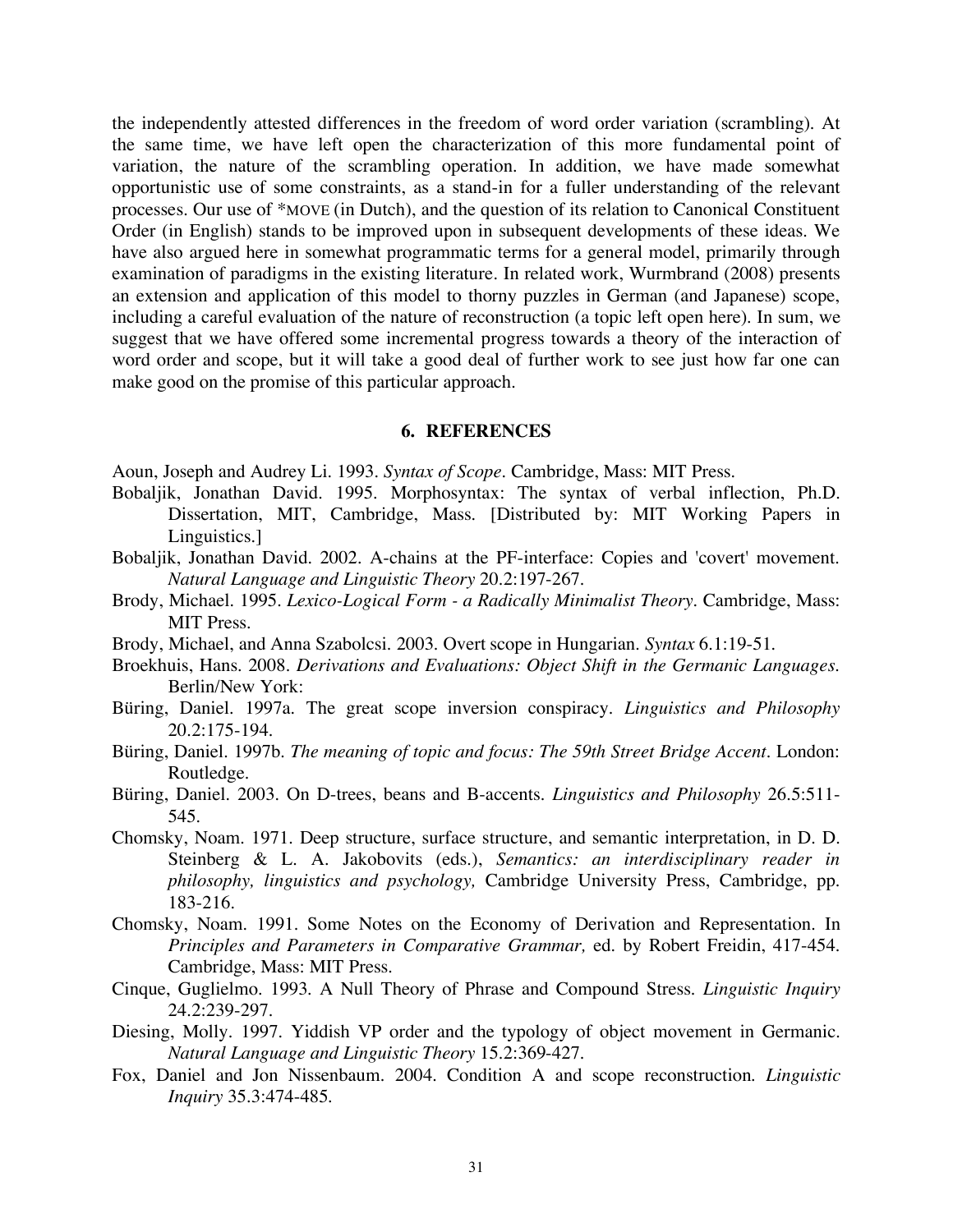the independently attested differences in the freedom of word order variation (scrambling). At the same time, we have left open the characterization of this more fundamental point of variation, the nature of the scrambling operation. In addition, we have made somewhat opportunistic use of some constraints, as a stand-in for a fuller understanding of the relevant processes. Our use of *MOVE (in Dutch), and the question of its relation to Canonical Constituent Order (in English) stands to be improved upon in subsequent developments of these ideas. We have also argued here in somewhat programmatic terms for a general model, primarily through examination of paradigms in the existing literature. In related work, Wurmbrand (2008) presents an extension and application of this model to thorny puzzles in German (and Japanese) scope, including a careful evaluation of the nature of reconstruction (a topic left open here). In sum, we suggest that we have offered some incremental progress towards a theory of the interaction of word order and scope, but it will take a good deal of further work to see just how far one can make good on the promise of this particular approach.

## 6. REFERENCES

Aoun, Joseph and Audrey Li. 1993. *Syntax of Scope*. Cambridge, Mass: MIT Press.

Bobaljik, Jonathan David. 1995. Morphosyntax: The syntax of verbal inflection, Ph.D. Dissertation, MIT, Cambridge, Mass. [Distributed by: MIT Working Papers in Linguistics.]

Bobaljik, Jonathan David. 2002. A-chains at the PF-interface: Copies and 'covert' movement. *Natural Language and Linguistic Theory* 20.2:197-267.

Brody, Michael. 1995. *Lexico-Logical Form - a Radically Minimalist Theory*. Cambridge, Mass: MIT Press.

Brody, Michael, and Anna Szabolcsi. 2003. Overt scope in Hungarian. *Syntax* 6.1:19-51.

Broekhuis, Hans. 2008. *Derivations and Evaluations: Object Shift in the Germanic Languages.* Berlin/New York:

Büring, Daniel. 1997a. The great scope inversion conspiracy. *Linguistics and Philosophy* 20.2:175-194.

Büring, Daniel. 1997b. *The meaning of topic and focus: The 59th Street Bridge Accent*. London: Routledge.

Büring, Daniel. 2003. On D-trees, beans and B-accents. *Linguistics and Philosophy* 26.5:511-545.

Chomsky, Noam. 1971. Deep structure, surface structure, and semantic interpretation, in D. D. Steinberg & L. A. Jakobovits (eds.), *Semantics: an interdisciplinary reader in philosophy, linguistics and psychology,* Cambridge University Press, Cambridge, pp. 183-216.

Chomsky, Noam. 1991. Some Notes on the Economy of Derivation and Representation. In *Principles and Parameters in Comparative Grammar,* ed. by Robert Freidin, 417-454. Cambridge, Mass: MIT Press.

Cinque, Guglielmo. 1993. A Null Theory of Phrase and Compound Stress. *Linguistic Inquiry* 24.2:239-297.

Diesing, Molly. 1997. Yiddish VP order and the typology of object movement in Germanic. *Natural Language and Linguistic Theory* 15.2:369-427.

Fox, Daniel and Jon Nissenbaum. 2004. Condition A and scope reconstruction. *Linguistic Inquiry* 35.3:474-485.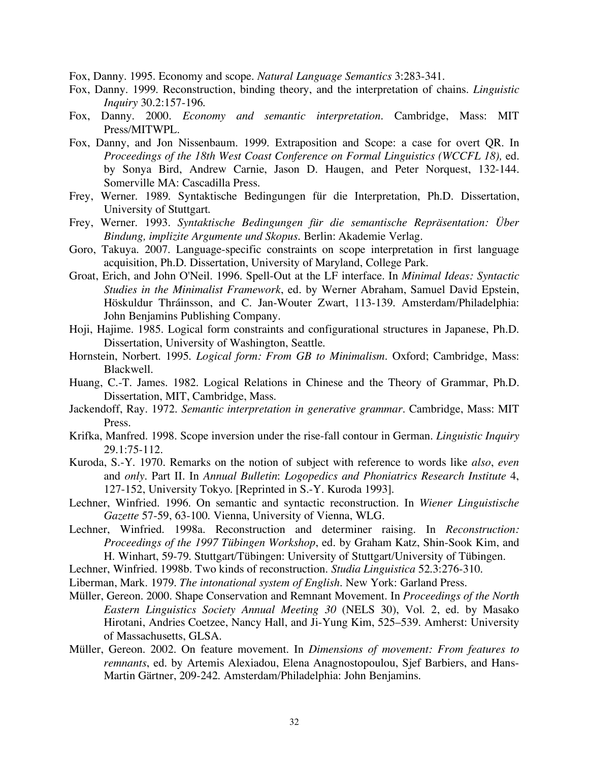Fox, Danny. 1995. Economy and scope. *Natural Language Semantics* 3:283-341.

Fox, Danny. 1999. Reconstruction, binding theory, and the interpretation of chains. *Linguistic Inquiry* 30.2:157-196.

Fox, Danny. 2000. *Economy and semantic interpretation*. Cambridge, Mass: MIT Press/MITWPL.

Fox, Danny, and Jon Nissenbaum. 1999. Extraposition and Scope: a case for overt QR. In *Proceedings of the 18th West Coast Conference on Formal Linguistics (WCCFL 18),* ed. by Sonya Bird, Andrew Carnie, Jason D. Haugen, and Peter Norquest, 132-144. Somerville MA: Cascadilla Press.

Frey, Werner. 1989. Syntaktische Bedingungen für die Interpretation, Ph.D. Dissertation, University of Stuttgart.

Frey, Werner. 1993. *Syntaktische Bedingungen für die semantische Repräsentation: Über Bindung, implizite Argumente und Skopus*. Berlin: Akademie Verlag.

Goro, Takuya. 2007. Language-specific constraints on scope interpretation in first language acquisition, Ph.D. Dissertation, University of Maryland, College Park.

Groat, Erich, and John O'Neil. 1996. Spell-Out at the LF interface. In *Minimal Ideas: Syntactic Studies in the Minimalist Framework*, ed. by Werner Abraham, Samuel David Epstein, Höskuldur Thráinsson, and C. Jan-Wouter Zwart, 113-139. Amsterdam/Philadelphia: John Benjamins Publishing Company.

Hoji, Hajime. 1985. Logical form constraints and configurational structures in Japanese, Ph.D. Dissertation, University of Washington, Seattle.

Hornstein, Norbert. 1995. *Logical form: From GB to Minimalism*. Oxford; Cambridge, Mass: Blackwell.

Huang, C.-T. James. 1982. Logical Relations in Chinese and the Theory of Grammar, Ph.D. Dissertation, MIT, Cambridge, Mass.

Jackendoff, Ray. 1972. *Semantic interpretation in generative grammar*. Cambridge, Mass: MIT Press.

Krifka, Manfred. 1998. Scope inversion under the rise-fall contour in German. *Linguistic Inquiry* 29.1:75-112.

Kuroda, S.-Y. 1970. Remarks on the notion of subject with reference to words like *also*, *even* and *only*. Part II. In *Annual Bulletin*: *Logopedics and Phoniatrics Research Institute* 4, 127-152, University Tokyo. [Reprinted in S.-Y. Kuroda 1993].

Lechner, Winfried. 1996. On semantic and syntactic reconstruction. In *Wiener Linguistische Gazette* 57-59, 63-100. Vienna, University of Vienna, WLG.

Lechner, Winfried. 1998a. Reconstruction and determiner raising. In *Reconstruction: Proceedings of the 1997 Tübingen Workshop*, ed. by Graham Katz, Shin-Sook Kim, and H. Winhart, 59-79. Stuttgart/Tübingen: University of Stuttgart/University of Tübingen.

Lechner, Winfried. 1998b. Two kinds of reconstruction. *Studia Linguistica* 52.3:276-310.

Liberman, Mark. 1979. *The intonational system of English*. New York: Garland Press.

Müller, Gereon. 2000. Shape Conservation and Remnant Movement. In *Proceedings of the North Eastern Linguistics Society Annual Meeting 30* (NELS 30), Vol. 2, ed. by Masako Hirotani, Andries Coetzee, Nancy Hall, and Ji-Yung Kim, 525–539. Amherst: University of Massachusetts, GLSA.

Müller, Gereon. 2002. On feature movement. In *Dimensions of movement: From features to remnants*, ed. by Artemis Alexiadou, Elena Anagnostopoulou, Sjef Barbiers, and Hans-Martin Gärtner, 209-242. Amsterdam/Philadelphia: John Benjamins.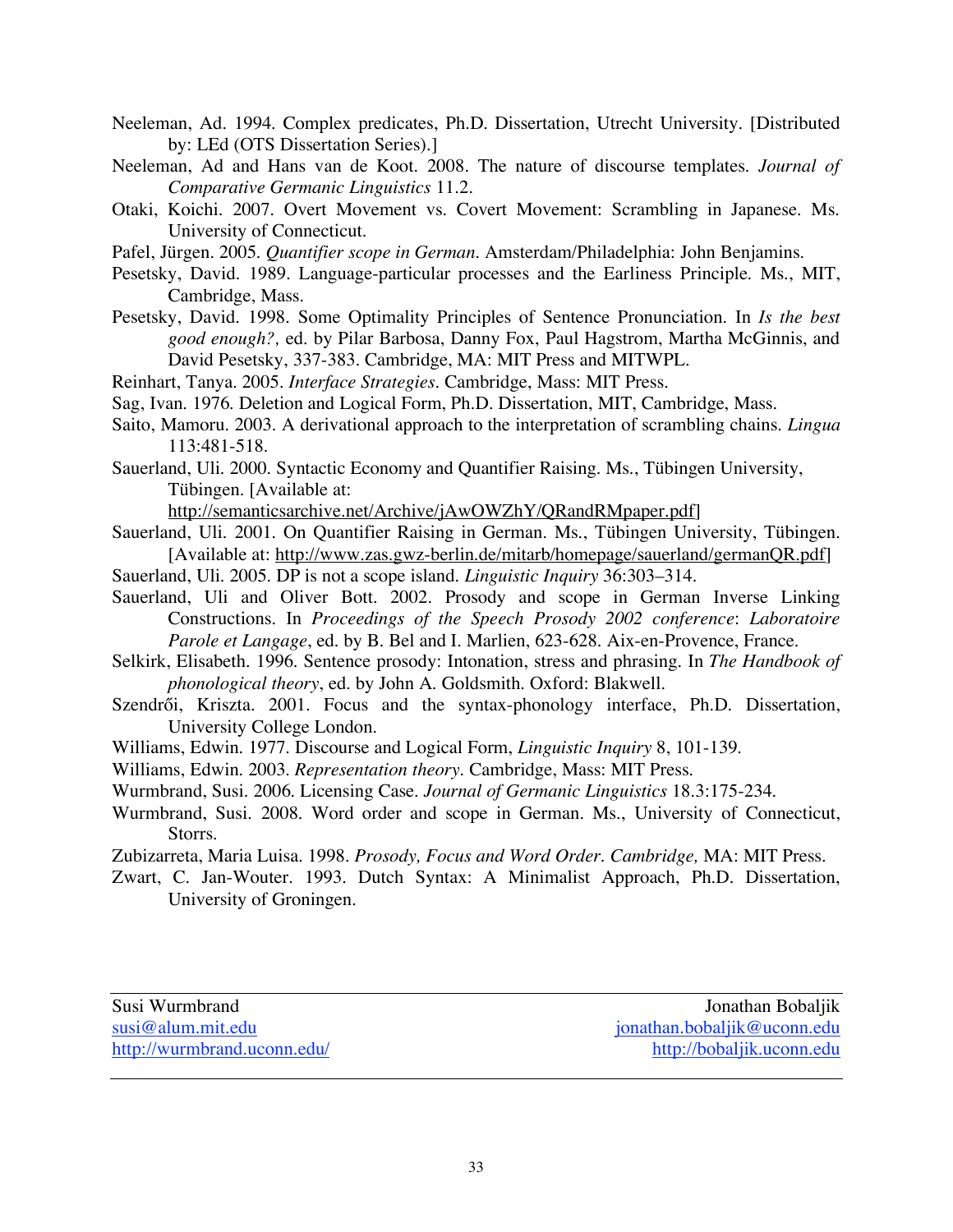Neeleman, Ad. 1994. Complex predicates, Ph.D. Dissertation, Utrecht University. [Distributed by: LEd (OTS Dissertation Series).]

Neeleman, Ad and Hans van de Koot. 2008. The nature of discourse templates. *Journal of Comparative Germanic Linguistics* 11.2.

Otaki, Koichi. 2007. Overt Movement vs. Covert Movement: Scrambling in Japanese. Ms. University of Connecticut.

Pafel, Jürgen. 2005. *Quantifier scope in German*. Amsterdam/Philadelphia: John Benjamins.

Pesetsky, David. 1989. Language-particular processes and the Earliness Principle. Ms., MIT, Cambridge, Mass.

Pesetsky, David. 1998. Some Optimality Principles of Sentence Pronunciation. In *Is the best good enough?,* ed. by Pilar Barbosa, Danny Fox, Paul Hagstrom, Martha McGinnis, and David Pesetsky, 337-383. Cambridge, MA: MIT Press and MITWPL.

Reinhart, Tanya. 2005. *Interface Strategies*. Cambridge, Mass: MIT Press.

Sag, Ivan. 1976. Deletion and Logical Form, Ph.D. Dissertation, MIT, Cambridge, Mass.

Saito, Mamoru. 2003. A derivational approach to the interpretation of scrambling chains. *Lingua* 113:481-518.

Sauerland, Uli. 2000. Syntactic Economy and Quantifier Raising. Ms., Tübingen University, Tübingen. [Available at: http://semanticsarchive.net/Archive/jAwOWZhY/QRandRMpaper.pdf]

Sauerland, Uli. 2001. On Quantifier Raising in German. Ms., Tübingen University, Tübingen. [Available at: http://www.zas.gwz-berlin.de/mitarb/homepage/sauerland/germanQR.pdf]

Sauerland, Uli. 2005. DP is not a scope island. *Linguistic Inquiry* 36:303–314.

Sauerland, Uli and Oliver Bott. 2002. Prosody and scope in German Inverse Linking Constructions. In *Proceedings of the Speech Prosody 2002 conference*: *Laboratoire Parole et Langage*, ed. by B. Bel and I. Marlien, 623-628. Aix-en-Provence, France.

Selkirk, Elisabeth. 1996. Sentence prosody: Intonation, stress and phrasing. In *The Handbook of phonological theory*, ed. by John A. Goldsmith. Oxford: Blakwell.

Szendrői, Kriszta. 2001. Focus and the syntax-phonology interface, Ph.D. Dissertation, University College London.

Williams, Edwin. 1977. Discourse and Logical Form, *Linguistic Inquiry* 8, 101-139.

Williams, Edwin. 2003. *Representation theory*. Cambridge, Mass: MIT Press.

Wurmbrand, Susi. 2006. Licensing Case. *Journal of Germanic Linguistics* 18.3:175-234.

Wurmbrand, Susi. 2008. Word order and scope in German. Ms., University of Connecticut, Storrs.

Zubizarreta, Maria Luisa. 1998. *Prosody, Focus and Word Order. Cambridge,* MA: MIT Press.

Zwart, C. Jan-Wouter. 1993. Dutch Syntax: A Minimalist Approach, Ph.D. Dissertation, University of Groningen.

---

Susi Wurmbrand
susi@alum.mit.edu
http://wurmbrand.uconn.edu/

Jonathan Bobaljik
jonathan.bobaljik@uconn.edu
http://bobaljik.uconn.edu